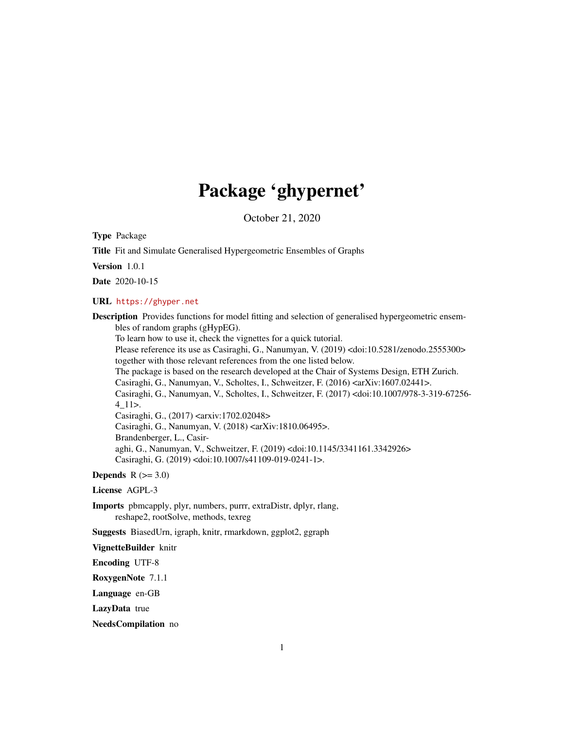# Package 'ghypernet'

October 21, 2020

**Type** Package

**Title** Fit and Simulate Generalised Hypergeometric Ensembles of Graphs

**Version** 1.0.1

**Date** 2020-10-15

**URL** https://ghyper.net

**Description** Provides functions for model fitting and selection of generalised hypergeometric ensembles of random graphs (gHypEG).
To learn how to use it, check the vignettes for a quick tutorial.
Please reference its use as Casiraghi, G., Nanumyan, V. (2019) <doi:10.5281/zenodo.2555300> together with those relevant references from the one listed below.
The package is based on the research developed at the Chair of Systems Design, ETH Zurich.
Casiraghi, G., Nanumyan, V., Scholtes, I., Schweitzer, F. (2016) <arXiv:1607.02441>.
Casiraghi, G., Nanumyan, V., Scholtes, I., Schweitzer, F. (2017) <doi:10.1007/978-3-319-67256-4_11>.
Casiraghi, G., (2017) <arxiv:1702.02048>
Casiraghi, G., Nanumyan, V. (2018) <arXiv:1810.06495>.
Brandenberger, L., Casiraghi, G., Nanumyan, V., Schweitzer, F. (2019) <doi:10.1145/3341161.3342926>
Casiraghi, G. (2019) <doi:10.1007/s41109-019-0241-1>.

**Depends** R (>= 3.0)

**License** AGPL-3

**Imports** pbmcapply, plyr, numbers, purrr, extraDistr, dplyr, rlang, reshape2, rootSolve, methods, texreg

**Suggests** BiasedUrn, igraph, knitr, rmarkdown, ggplot2, ggraph

**VignetteBuilder** knitr

**Encoding** UTF-8

**RoxygenNote** 7.1.1

**Language** en-GB

**LazyData** true

**NeedsCompilation** no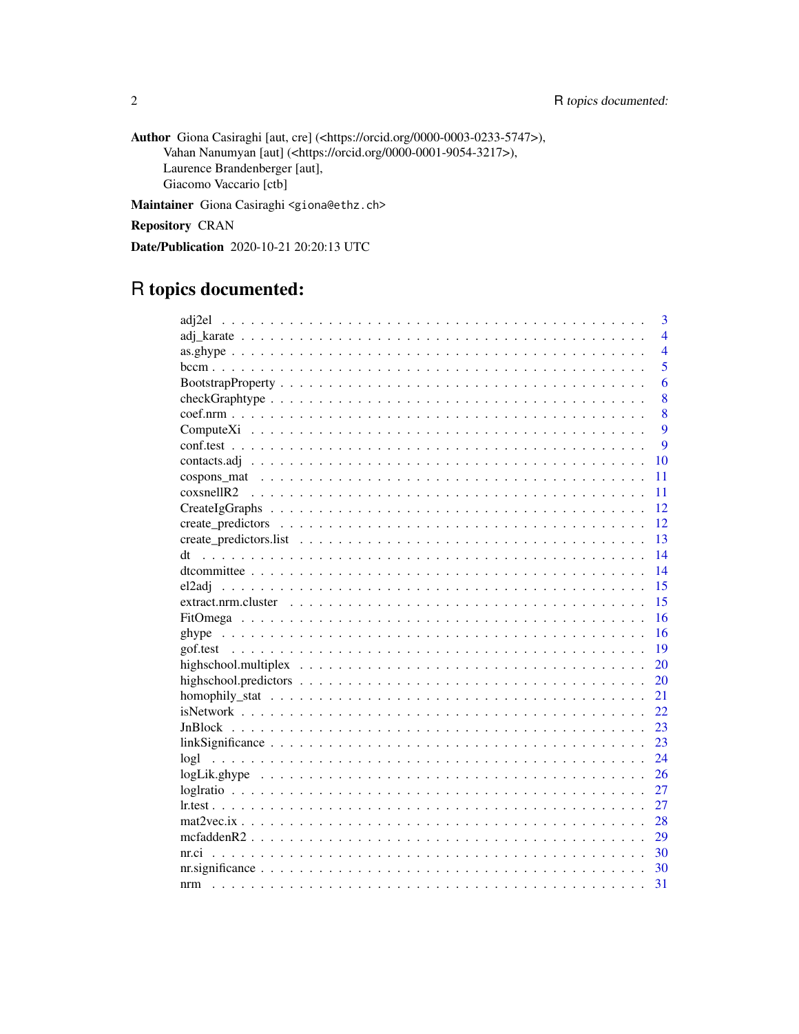**Author** Giona Casiraghi [aut, cre] (<https://orcid.org/0000-0003-0233-5747>),
Vahan Nanumyan [aut] (<https://orcid.org/0000-0001-9054-3217>),
Laurence Brandenberger [aut],
Giacomo Vaccario [ctb]

**Maintainer** Giona Casiraghi <giona@ethz.ch>

**Repository** CRAN

**Date/Publication** 2020-10-21 20:20:13 UTC

# R topics documented:

| | |
|---|---|
| adj2el | 3 |
| adj_karate | 4 |
| as.ghype | 4 |
| bccm | 5 |
| BootstrapProperty | 6 |
| checkGraphtype | 8 |
| coef.nrm | 8 |
| ComputeXi | 9 |
| conf.test | 9 |
| contacts.adj | 10 |
| cospons_mat | 11 |
| coxsnellR2 | 11 |
| CreateIgGraphs | 12 |
| create_predictors | 12 |
| create_predictors.list | 13 |
| dt | 14 |
| dtcommittee | 14 |
| el2adj | 15 |
| extract.nrm.cluster | 15 |
| FitOmega | 16 |
| ghype | 16 |
| gof.test | 19 |
| highschool.multiplex | 20 |
| highschool.predictors | 20 |
| homophily_stat | 21 |
| isNetwork | 22 |
| JnBlock | 23 |
| linkSignificance | 23 |
| logl | 24 |
| logLik.ghype | 26 |
| loglratio | 27 |
| lr.test | 27 |
| mat2vec.ix | 28 |
| mcfaddenR2 | 29 |
| nr.ci | 30 |
| nr.significance | 30 |
| nrm | 31 |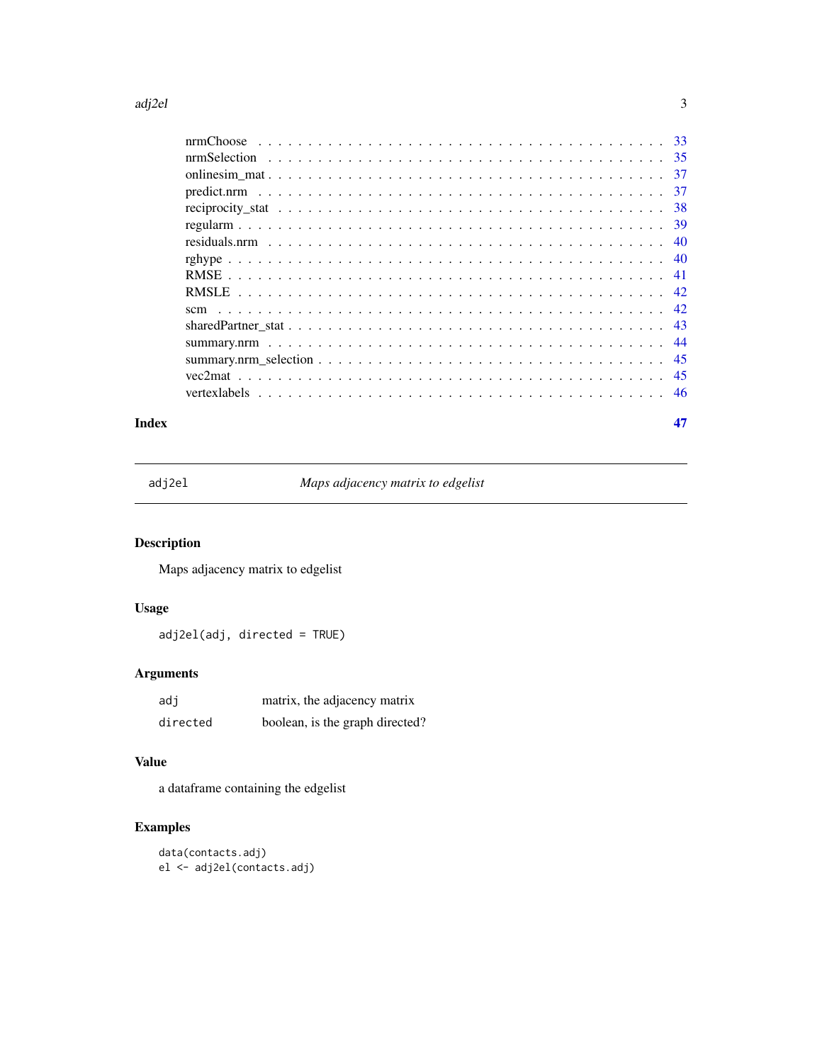nrmChoose . . . . . . . . . . . . . . . . . . . . . . . . . . . . . . . . . . . . . 33
nrmSelection . . . . . . . . . . . . . . . . . . . . . . . . . . . . . . . . . . . . 35
onlinesim_mat . . . . . . . . . . . . . . . . . . . . . . . . . . . . . . . . . . . 37
predict.nrm . . . . . . . . . . . . . . . . . . . . . . . . . . . . . . . . . . . . 37
reciprocity_stat . . . . . . . . . . . . . . . . . . . . . . . . . . . . . . . . . 38
regularm . . . . . . . . . . . . . . . . . . . . . . . . . . . . . . . . . . . . . 39
residuals.nrm . . . . . . . . . . . . . . . . . . . . . . . . . . . . . . . . . . 40
rghype . . . . . . . . . . . . . . . . . . . . . . . . . . . . . . . . . . . . . . 40
RMSE . . . . . . . . . . . . . . . . . . . . . . . . . . . . . . . . . . . . . . 41
RMSLE . . . . . . . . . . . . . . . . . . . . . . . . . . . . . . . . . . . . . 42
scm . . . . . . . . . . . . . . . . . . . . . . . . . . . . . . . . . . . . . . . 42
sharedPartner_stat . . . . . . . . . . . . . . . . . . . . . . . . . . . . . . . 43
summary.nrm . . . . . . . . . . . . . . . . . . . . . . . . . . . . . . . . . . 44
summary.nrm_selection . . . . . . . . . . . . . . . . . . . . . . . . . . . . . 45
vec2mat . . . . . . . . . . . . . . . . . . . . . . . . . . . . . . . . . . . . . 45
vertexlabels . . . . . . . . . . . . . . . . . . . . . . . . . . . . . . . . . . . 46

**Index** **47**

---

## adj2el *Maps adjacency matrix to edgelist*

### Description

Maps adjacency matrix to edgelist

### Usage

```
adj2el(adj, directed = TRUE)
```

### Arguments

| | |
|---|---|
| adj | matrix, the adjacency matrix |
| directed | boolean, is the graph directed? |

### Value

a dataframe containing the edgelist

### Examples

```
data(contacts.adj)
el <- adj2el(contacts.adj)
```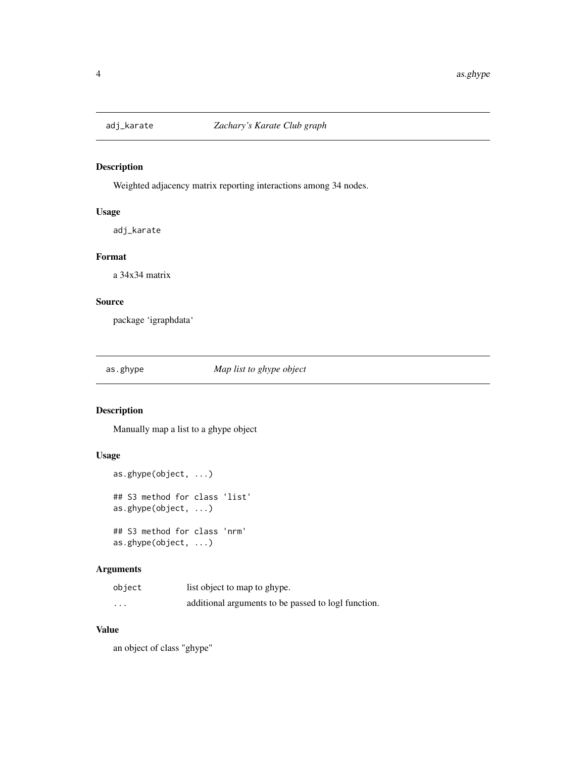## adj_karate — *Zachary's Karate Club graph*

### Description

Weighted adjacency matrix reporting interactions among 34 nodes.

### Usage

```
adj_karate
```

### Format

a 34x34 matrix

### Source

package 'igraphdata'

## as.ghype — *Map list to ghype object*

### Description

Manually map a list to a ghype object

### Usage

```
as.ghype(object, ...)

## S3 method for class 'list'
as.ghype(object, ...)

## S3 method for class 'nrm'
as.ghype(object, ...)
```

### Arguments

| | |
|---|---|
| `object` | list object to map to ghype. |
| `...` | additional arguments to be passed to logl function. |

### Value

an object of class "ghype"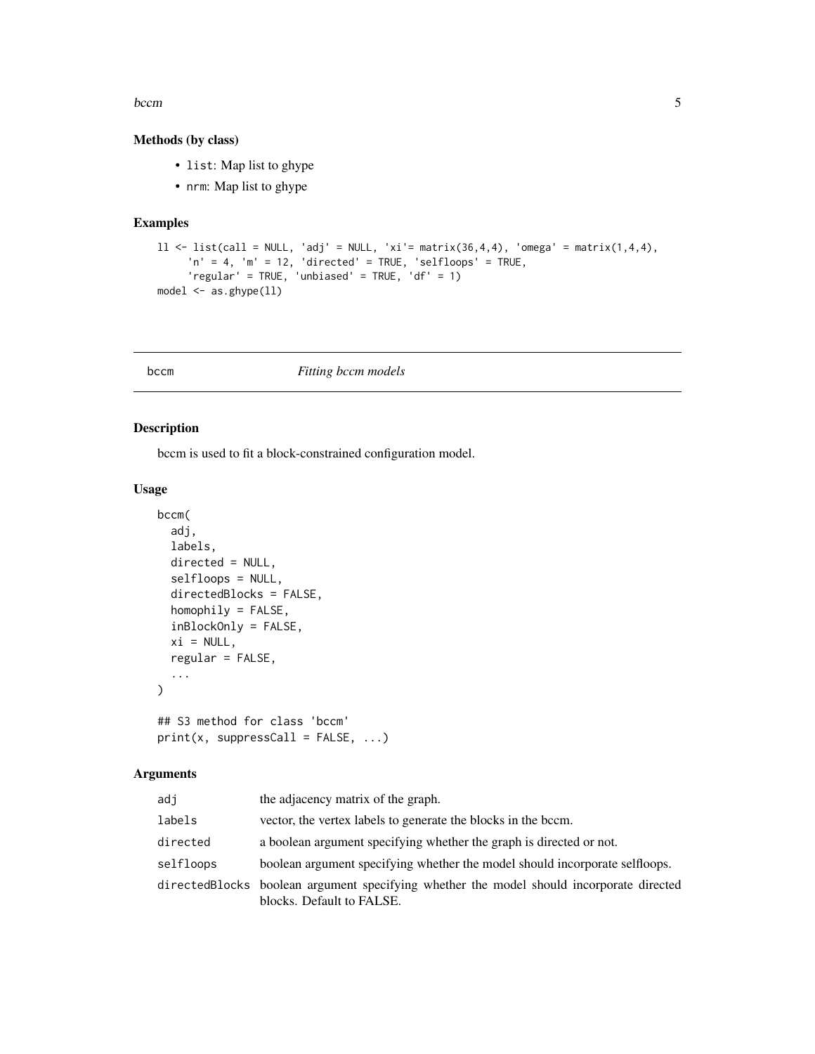### Methods (by class)

- `list`: Map list to ghype
- `nrm`: Map list to ghype

### Examples

```
ll <- list(call = NULL, 'adj' = NULL, 'xi'= matrix(36,4,4), 'omega' = matrix(1,4,4),
     'n' = 4, 'm' = 12, 'directed' = TRUE, 'selfloops' = TRUE,
     'regular' = TRUE, 'unbiased' = TRUE, 'df' = 1)
model <- as.ghype(ll)
```

---

## bccm &nbsp;&nbsp;&nbsp;&nbsp; *Fitting bccm models*

---

### Description

bccm is used to fit a block-constrained configuration model.

### Usage

```
bccm(
  adj,
  labels,
  directed = NULL,
  selfloops = NULL,
  directedBlocks = FALSE,
  homophily = FALSE,
  inBlockOnly = FALSE,
  xi = NULL,
  regular = FALSE,
  ...
)

## S3 method for class 'bccm'
print(x, suppressCall = FALSE, ...)
```

### Arguments

| | |
|---|---|
| `adj` | the adjacency matrix of the graph. |
| `labels` | vector, the vertex labels to generate the blocks in the bccm. |
| `directed` | a boolean argument specifying whether the graph is directed or not. |
| `selfloops` | boolean argument specifying whether the model should incorporate selfloops. |
| `directedBlocks` | boolean argument specifying whether the model should incorporate directed blocks. Default to FALSE. |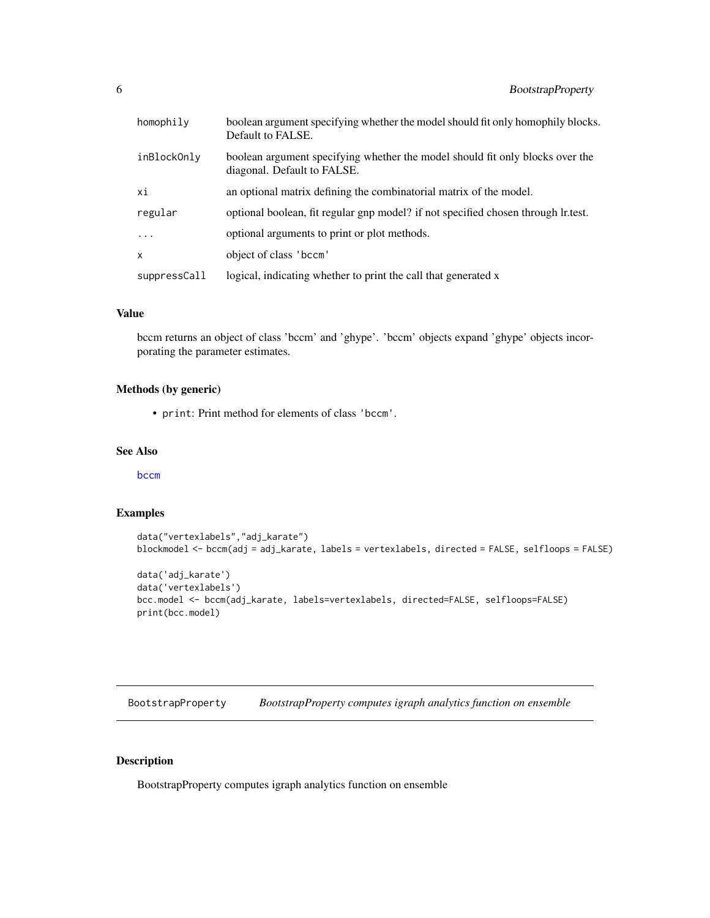| | |
|---|---|
| `homophily` | boolean argument specifying whether the model should fit only homophily blocks. Default to FALSE. |
| `inBlockOnly` | boolean argument specifying whether the model should fit only blocks over the diagonal. Default to FALSE. |
| `xi` | an optional matrix defining the combinatorial matrix of the model. |
| `regular` | optional boolean, fit regular gnp model? if not specified chosen through lr.test. |
| `...` | optional arguments to print or plot methods. |
| `x` | object of class `'bccm'` |
| `suppressCall` | logical, indicating whether to print the call that generated x |

### Value

bccm returns an object of class 'bccm' and 'ghype'. 'bccm' objects expand 'ghype' objects incorporating the parameter estimates.

### Methods (by generic)

- `print`: Print method for elements of class `'bccm'`.

### See Also

`bccm`

### Examples

```
data("vertexlabels","adj_karate")
blockmodel <- bccm(adj = adj_karate, labels = vertexlabels, directed = FALSE, selfloops = FALSE)

data('adj_karate')
data('vertexlabels')
bcc.model <- bccm(adj_karate, labels=vertexlabels, directed=FALSE, selfloops=FALSE)
print(bcc.model)
```

---

## BootstrapProperty — *BootstrapProperty computes igraph analytics function on ensemble*

### Description

BootstrapProperty computes igraph analytics function on ensemble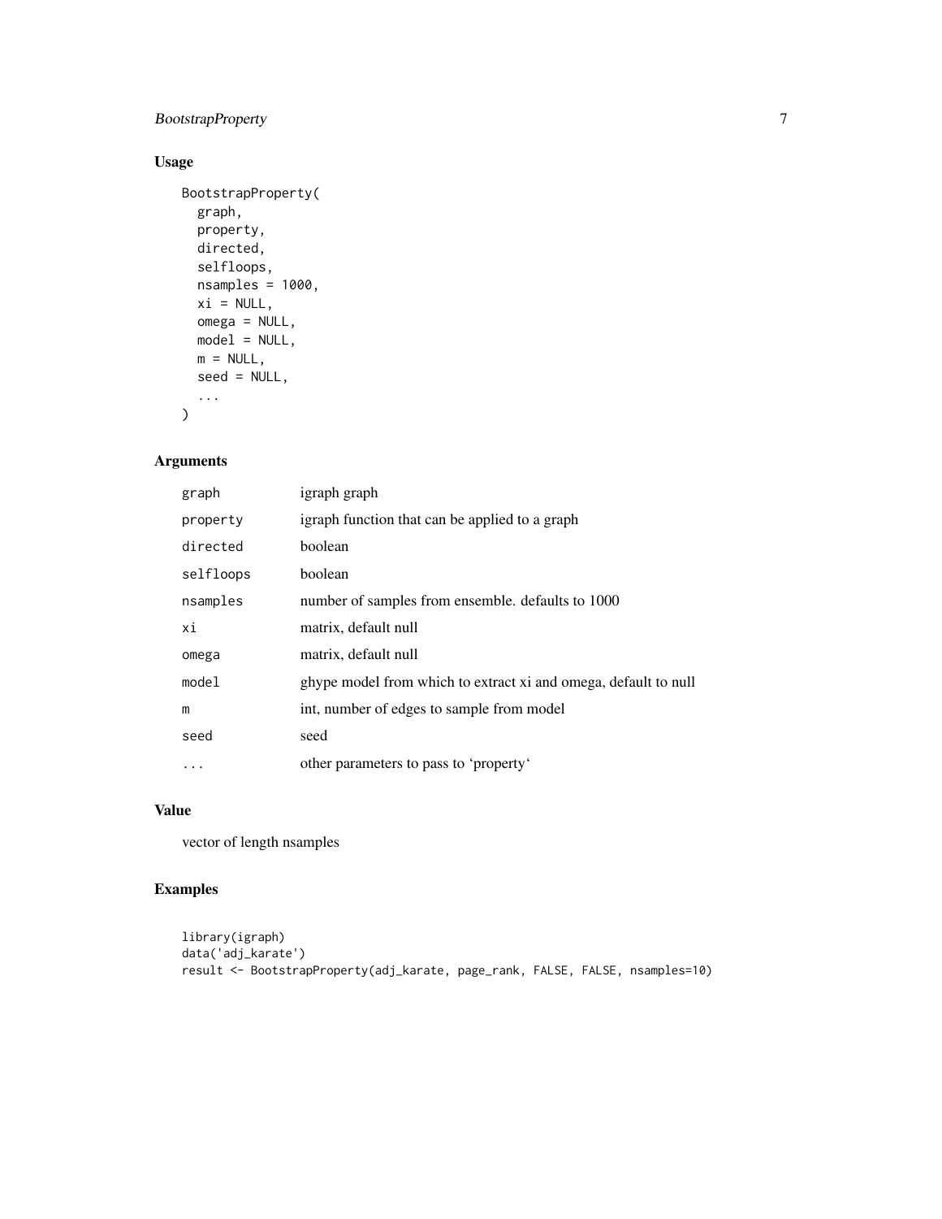## Usage

```
BootstrapProperty(
  graph,
  property,
  directed,
  selfloops,
  nsamples = 1000,
  xi = NULL,
  omega = NULL,
  model = NULL,
  m = NULL,
  seed = NULL,
  ...
)
```

## Arguments

| | |
|---|---|
| graph | igraph graph |
| property | igraph function that can be applied to a graph |
| directed | boolean |
| selfloops | boolean |
| nsamples | number of samples from ensemble. defaults to 1000 |
| xi | matrix, default null |
| omega | matrix, default null |
| model | ghype model from which to extract xi and omega, default to null |
| m | int, number of edges to sample from model |
| seed | seed |
| ... | other parameters to pass to 'property' |

## Value

vector of length nsamples

## Examples

```
library(igraph)
data('adj_karate')
result <- BootstrapProperty(adj_karate, page_rank, FALSE, FALSE, nsamples=10)
```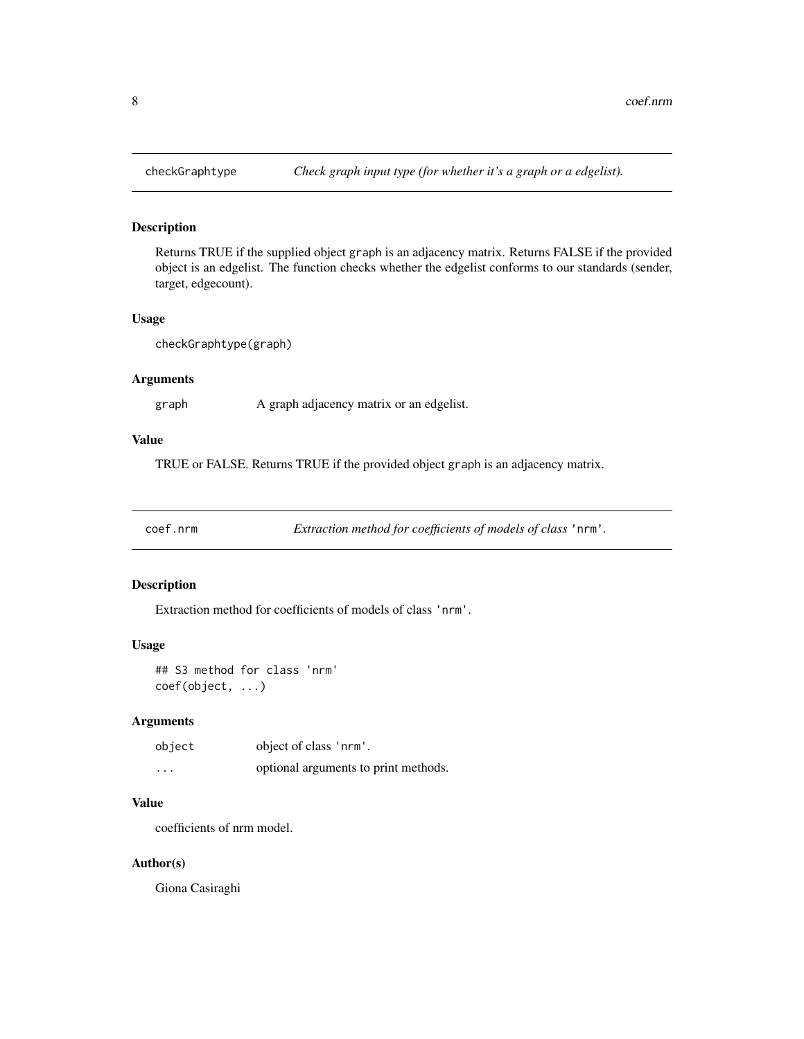## checkGraphtype — *Check graph input type (for whether it's a graph or a edgelist).*

### Description

Returns TRUE if the supplied object `graph` is an adjacency matrix. Returns FALSE if the provided object is an edgelist. The function checks whether the edgelist conforms to our standards (sender, target, edgecount).

### Usage

```
checkGraphtype(graph)
```

### Arguments

| | |
|---|---|
| `graph` | A graph adjacency matrix or an edgelist. |

### Value

TRUE or FALSE. Returns TRUE if the provided object `graph` is an adjacency matrix.

## coef.nrm — *Extraction method for coefficients of models of class* 'nrm'.

### Description

Extraction method for coefficients of models of class 'nrm'.

### Usage

```
## S3 method for class 'nrm'
coef(object, ...)
```

### Arguments

| | |
|---|---|
| `object` | object of class 'nrm'. |
| `...` | optional arguments to print methods. |

### Value

coefficients of nrm model.

### Author(s)

Giona Casiraghi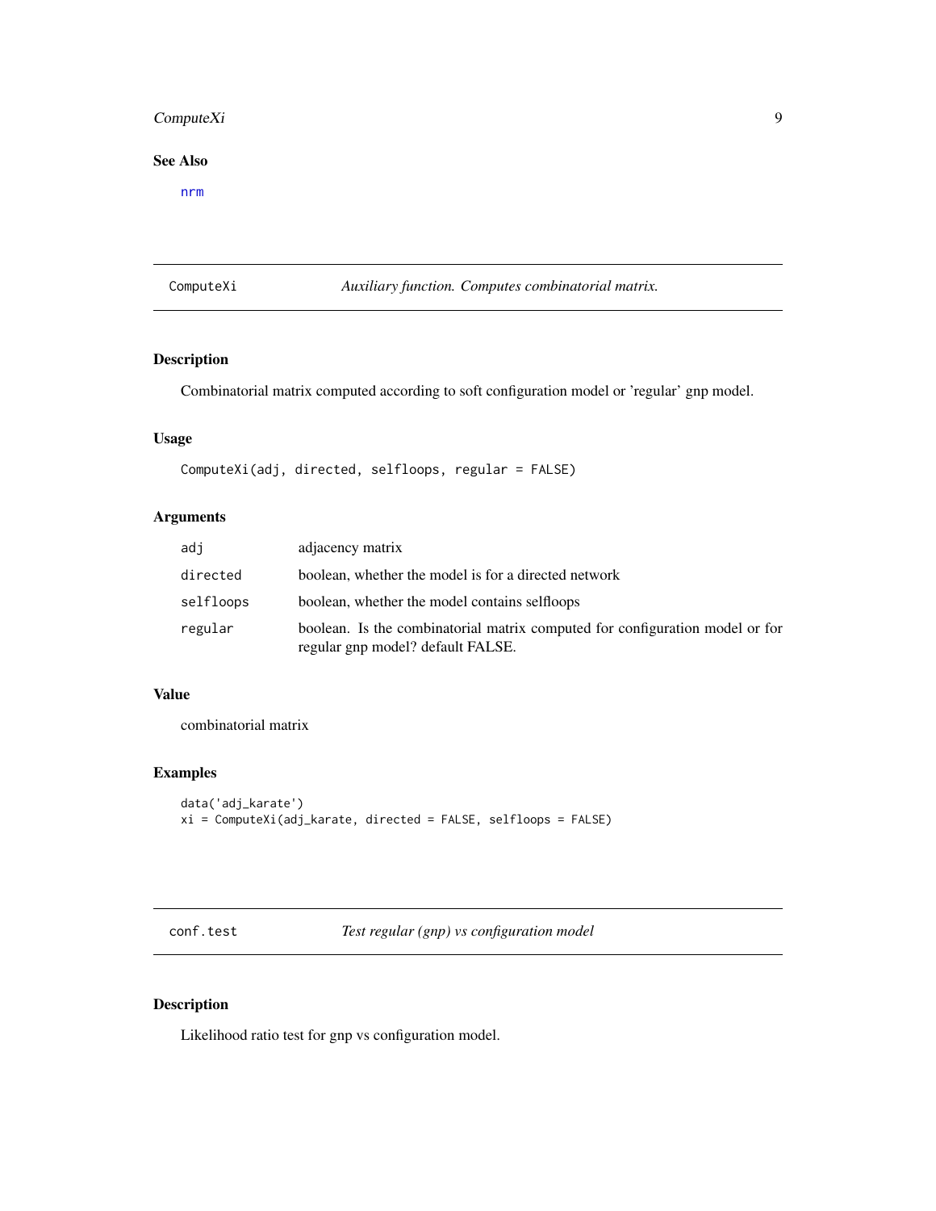### See Also

nrm

---

## ComputeXi — *Auxiliary function. Computes combinatorial matrix.*

### Description

Combinatorial matrix computed according to soft configuration model or 'regular' gnp model.

### Usage

```
ComputeXi(adj, directed, selfloops, regular = FALSE)
```

### Arguments

| | |
|---|---|
| adj | adjacency matrix |
| directed | boolean, whether the model is for a directed network |
| selfloops | boolean, whether the model contains selfloops |
| regular | boolean. Is the combinatorial matrix computed for configuration model or for regular gnp model? default FALSE. |

### Value

combinatorial matrix

### Examples

```
data('adj_karate')
xi = ComputeXi(adj_karate, directed = FALSE, selfloops = FALSE)
```

---

## conf.test — *Test regular (gnp) vs configuration model*

### Description

Likelihood ratio test for gnp vs configuration model.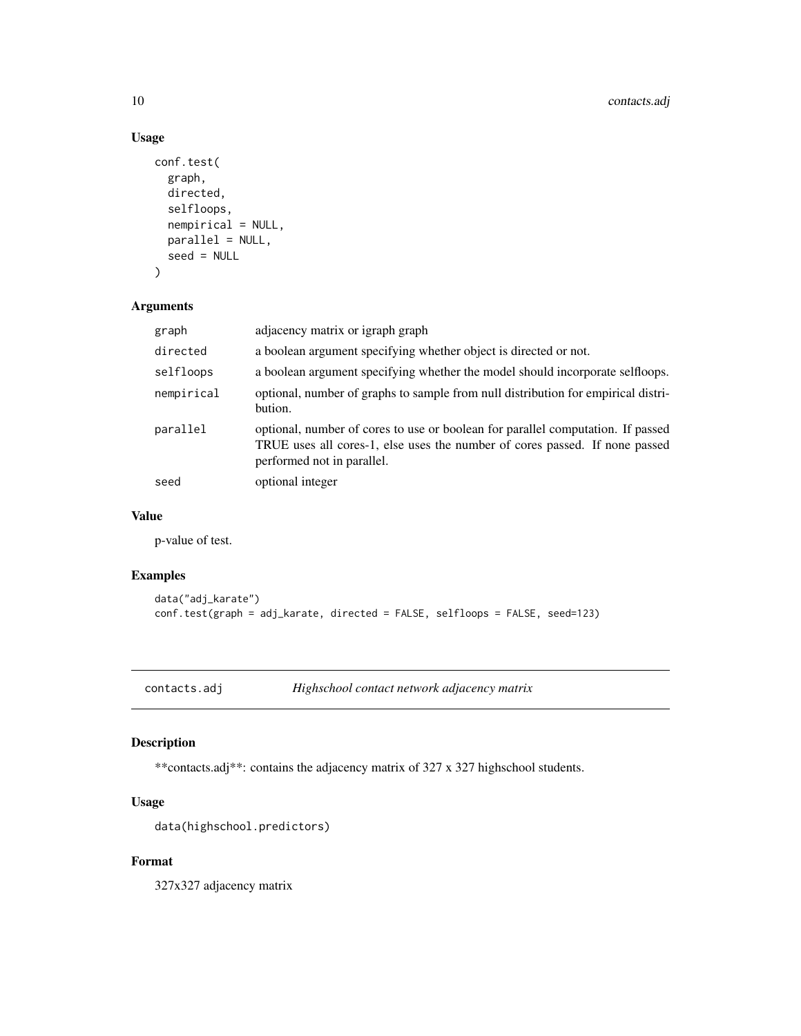### Usage

```
conf.test(
  graph,
  directed,
  selfloops,
  nempirical = NULL,
  parallel = NULL,
  seed = NULL
)
```

### Arguments

| | |
|---|---|
| graph | adjacency matrix or igraph graph |
| directed | a boolean argument specifying whether object is directed or not. |
| selfloops | a boolean argument specifying whether the model should incorporate selfloops. |
| nempirical | optional, number of graphs to sample from null distribution for empirical distribution. |
| parallel | optional, number of cores to use or boolean for parallel computation. If passed TRUE uses all cores-1, else uses the number of cores passed. If none passed performed not in parallel. |
| seed | optional integer |

### Value

p-value of test.

### Examples

```
data("adj_karate")
conf.test(graph = adj_karate, directed = FALSE, selfloops = FALSE, seed=123)
```

---

## contacts.adj *Highschool contact network adjacency matrix*

---

### Description

**contacts.adj**: contains the adjacency matrix of 327 x 327 highschool students.

### Usage

```
data(highschool.predictors)
```

### Format

327x327 adjacency matrix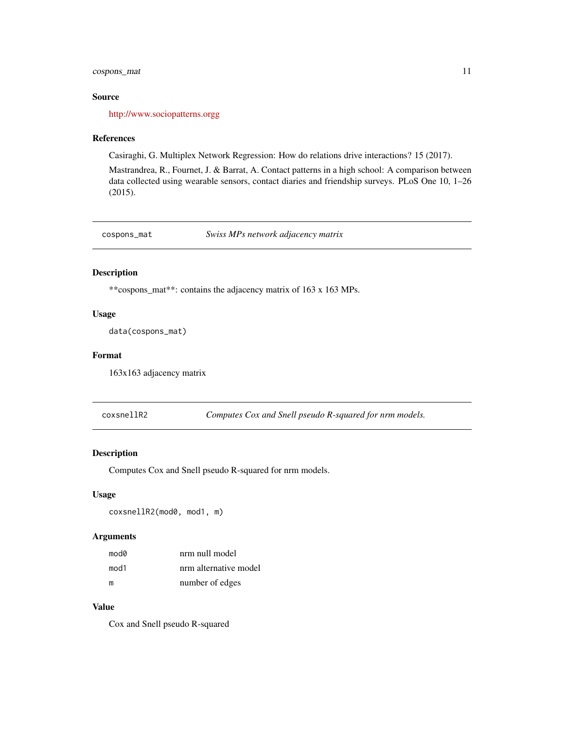### Source

http://www.sociopatterns.orgg

### References

Casiraghi, G. Multiplex Network Regression: How do relations drive interactions? 15 (2017).

Mastrandrea, R., Fournet, J. & Barrat, A. Contact patterns in a high school: A comparison between data collected using wearable sensors, contact diaries and friendship surveys. PLoS One 10, 1–26 (2015).

---

## cospons_mat — *Swiss MPs network adjacency matrix*

### Description

**cospons_mat**: contains the adjacency matrix of 163 x 163 MPs.

### Usage

```
data(cospons_mat)
```

### Format

163x163 adjacency matrix

---

## coxsnellR2 — *Computes Cox and Snell pseudo R-squared for nrm models.*

### Description

Computes Cox and Snell pseudo R-squared for nrm models.

### Usage

```
coxsnellR2(mod0, mod1, m)
```

### Arguments

| | |
|---|---|
| `mod0` | nrm null model |
| `mod1` | nrm alternative model |
| `m` | number of edges |

### Value

Cox and Snell pseudo R-squared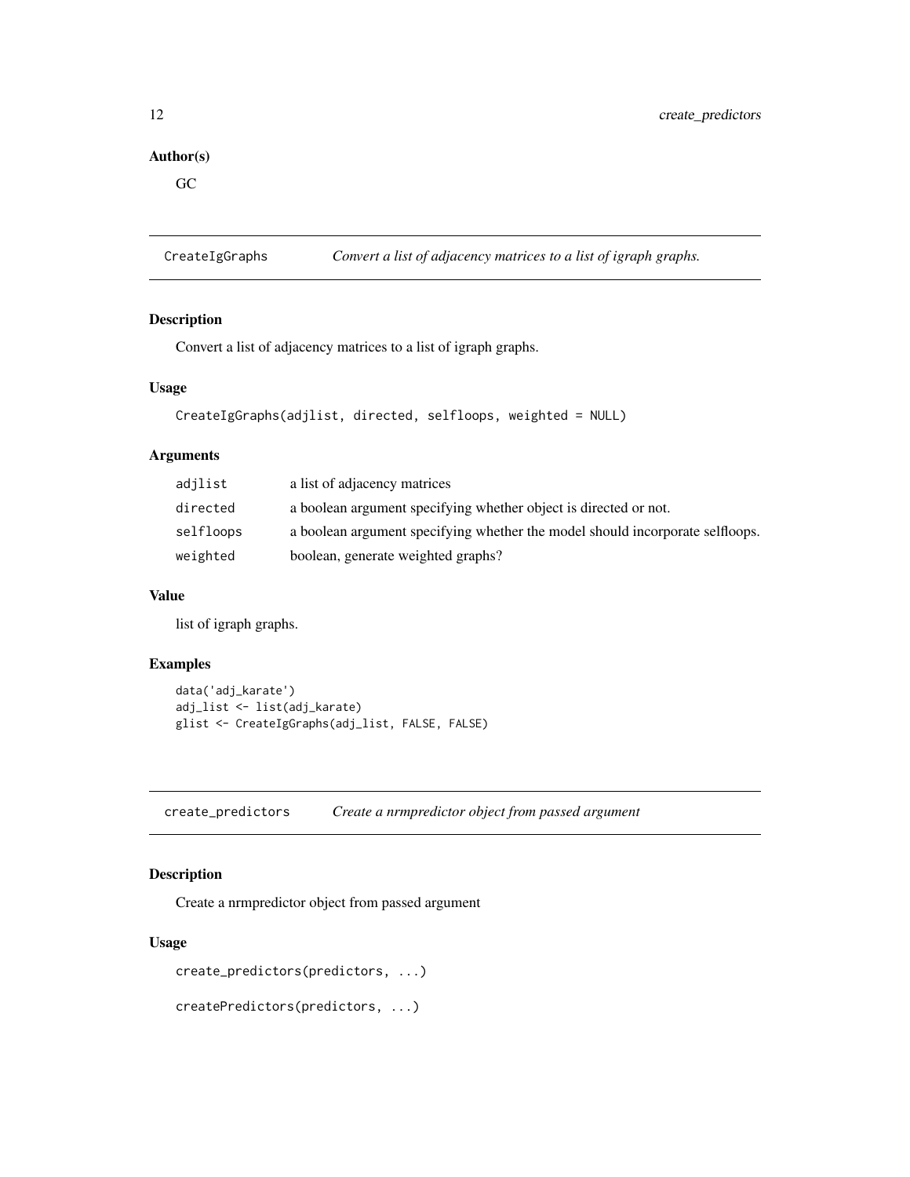### Author(s)

GC

## CreateIgGraphs — *Convert a list of adjacency matrices to a list of igraph graphs.*

### Description

Convert a list of adjacency matrices to a list of igraph graphs.

### Usage

```
CreateIgGraphs(adjlist, directed, selfloops, weighted = NULL)
```

### Arguments

| | |
|---|---|
| `adjlist` | a list of adjacency matrices |
| `directed` | a boolean argument specifying whether object is directed or not. |
| `selfloops` | a boolean argument specifying whether the model should incorporate selfloops. |
| `weighted` | boolean, generate weighted graphs? |

### Value

list of igraph graphs.

### Examples

```
data('adj_karate')
adj_list <- list(adj_karate)
glist <- CreateIgGraphs(adj_list, FALSE, FALSE)
```

## create_predictors — *Create a nrmpredictor object from passed argument*

### Description

Create a nrmpredictor object from passed argument

### Usage

```
create_predictors(predictors, ...)

createPredictors(predictors, ...)
```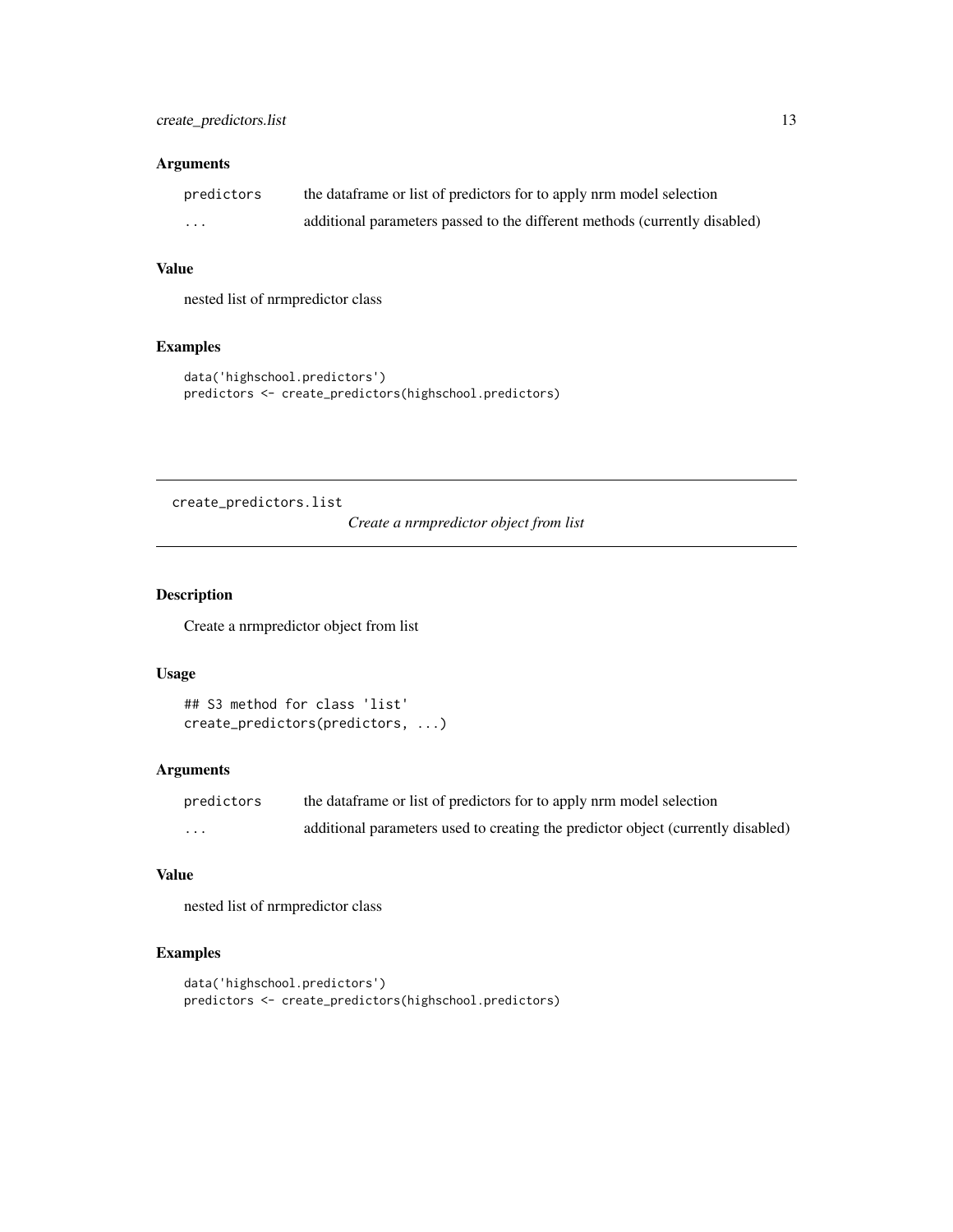## Arguments

| | |
|---|---|
| `predictors` | the dataframe or list of predictors for to apply nrm model selection |
| `...` | additional parameters passed to the different methods (currently disabled) |

## Value

nested list of nrmpredictor class

## Examples

```
data('highschool.predictors')
predictors <- create_predictors(highschool.predictors)
```

---

# create_predictors.list    *Create a nrmpredictor object from list*

---

## Description

Create a nrmpredictor object from list

## Usage

```
## S3 method for class 'list'
create_predictors(predictors, ...)
```

## Arguments

| | |
|---|---|
| `predictors` | the dataframe or list of predictors for to apply nrm model selection |
| `...` | additional parameters used to creating the predictor object (currently disabled) |

## Value

nested list of nrmpredictor class

## Examples

```
data('highschool.predictors')
predictors <- create_predictors(highschool.predictors)
```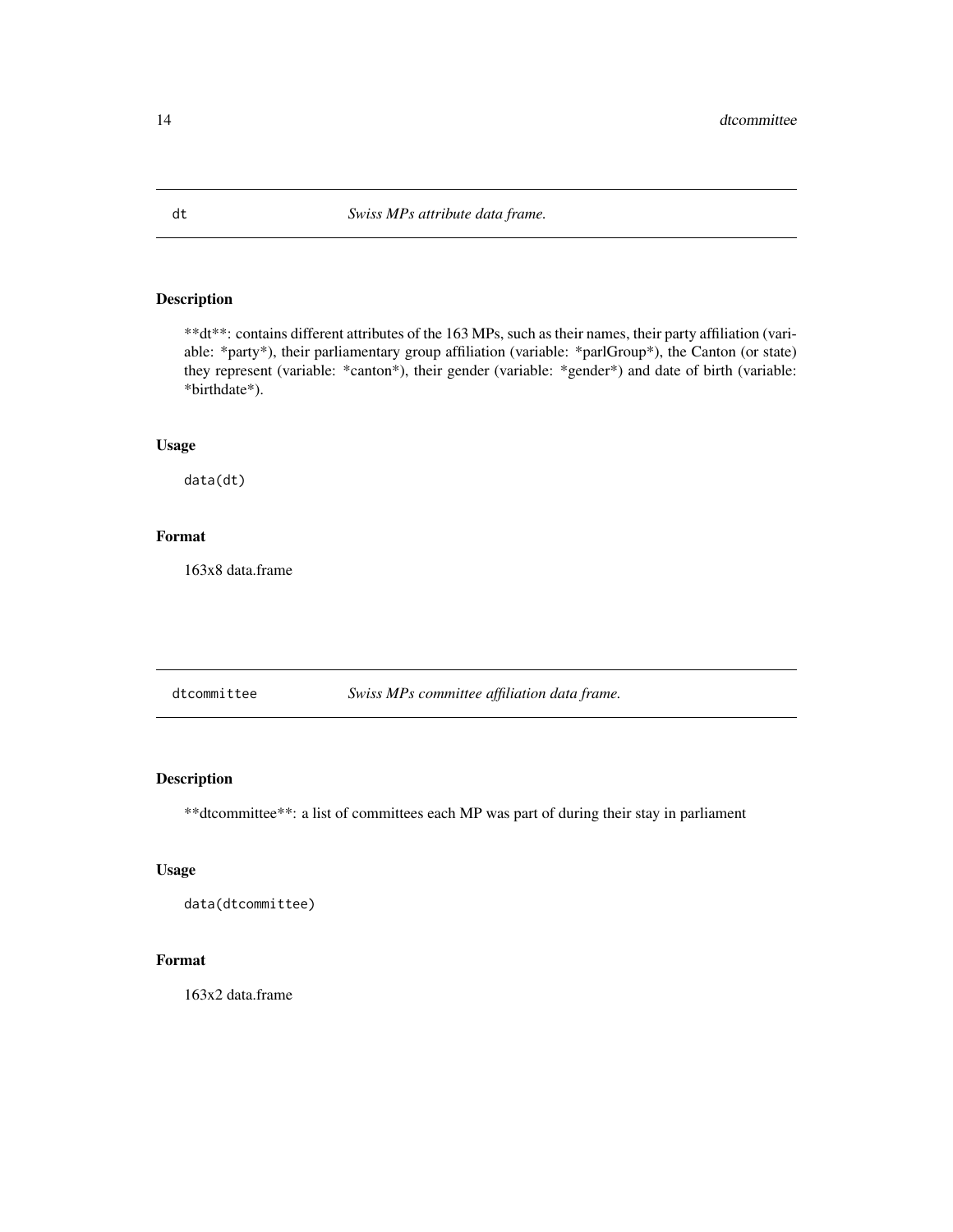## dt — *Swiss MPs attribute data frame.*

### Description

**dt**: contains different attributes of the 163 MPs, such as their names, their party affiliation (variable: *party*), their parliamentary group affiliation (variable: *parlGroup*), the Canton (or state) they represent (variable: *canton*), their gender (variable: *gender*) and date of birth (variable: *birthdate*).

### Usage

```
data(dt)
```

### Format

163x8 data.frame

## dtcommittee — *Swiss MPs committee affiliation data frame.*

### Description

**dtcommittee**: a list of committees each MP was part of during their stay in parliament

### Usage

```
data(dtcommittee)
```

### Format

163x2 data.frame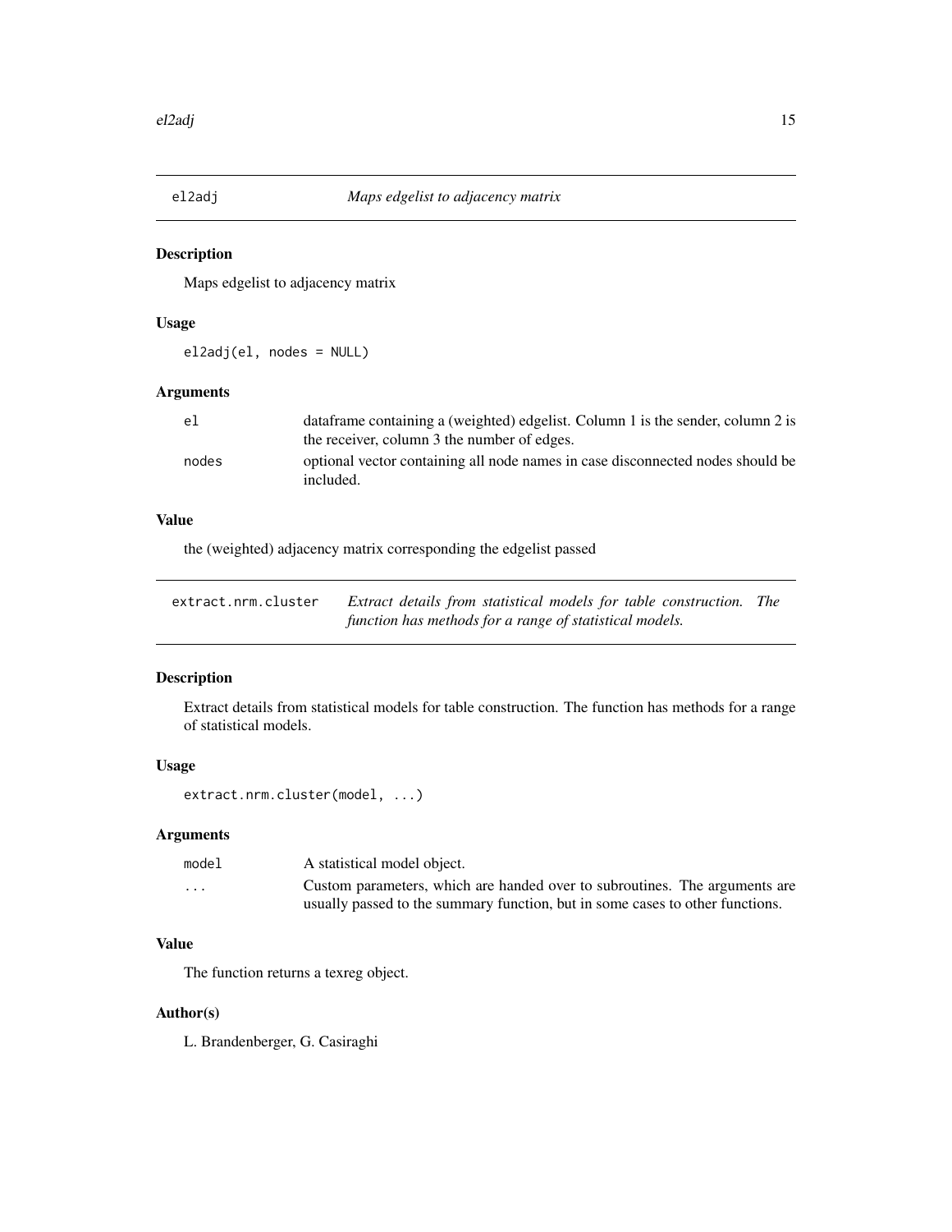## el2adj — *Maps edgelist to adjacency matrix*

### Description

Maps edgelist to adjacency matrix

### Usage

```
el2adj(el, nodes = NULL)
```

### Arguments

| | |
|---|---|
| `el` | dataframe containing a (weighted) edgelist. Column 1 is the sender, column 2 is the receiver, column 3 the number of edges. |
| `nodes` | optional vector containing all node names in case disconnected nodes should be included. |

### Value

the (weighted) adjacency matrix corresponding the edgelist passed

## extract.nrm.cluster — *Extract details from statistical models for table construction. The function has methods for a range of statistical models.*

### Description

Extract details from statistical models for table construction. The function has methods for a range of statistical models.

### Usage

```
extract.nrm.cluster(model, ...)
```

### Arguments

| | |
|---|---|
| `model` | A statistical model object. |
| `...` | Custom parameters, which are handed over to subroutines. The arguments are usually passed to the summary function, but in some cases to other functions. |

### Value

The function returns a texreg object.

### Author(s)

L. Brandenberger, G. Casiraghi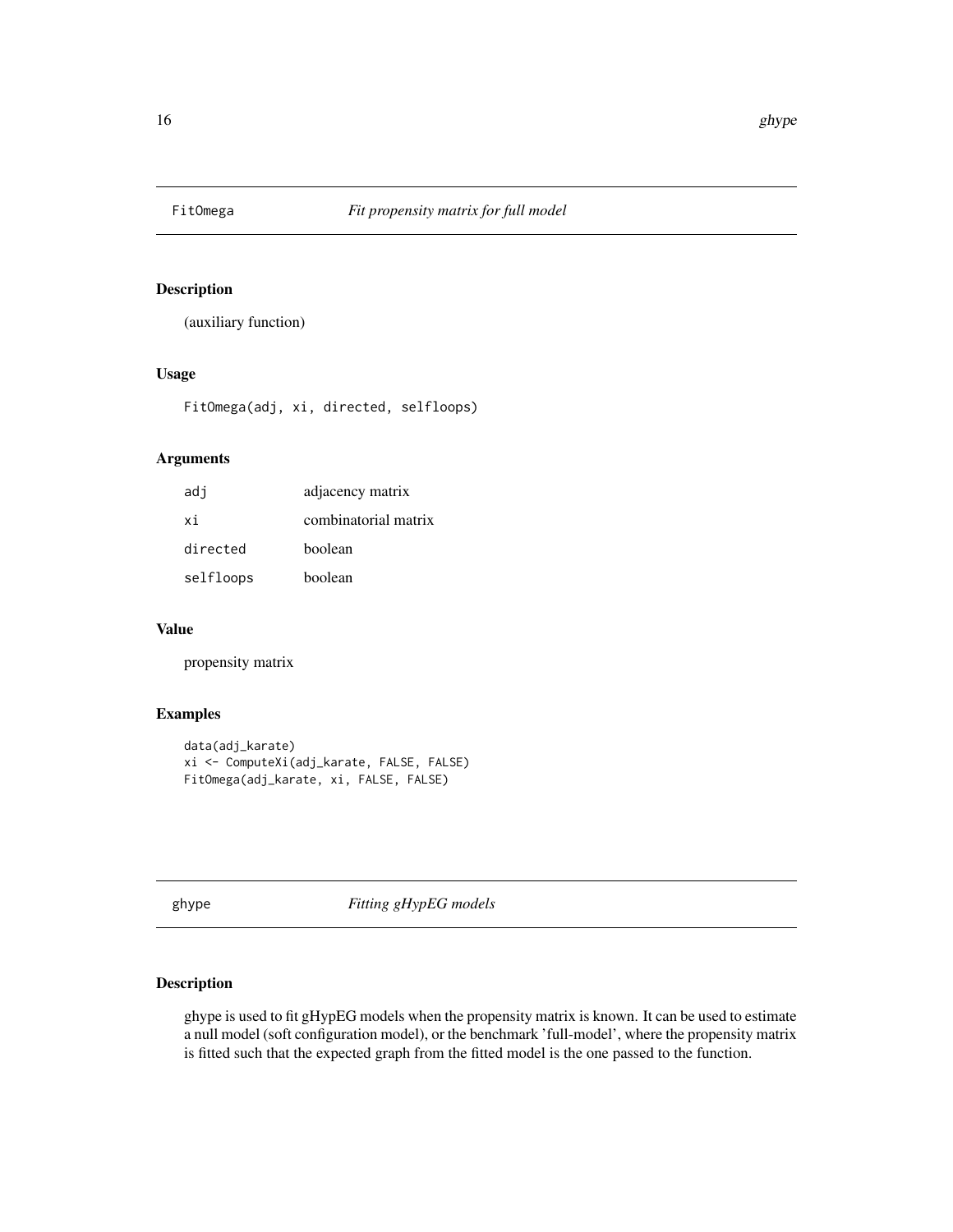## FitOmega *Fit propensity matrix for full model*

### Description

(auxiliary function)

### Usage

```
FitOmega(adj, xi, directed, selfloops)
```

### Arguments

| | |
|---|---|
| adj | adjacency matrix |
| xi | combinatorial matrix |
| directed | boolean |
| selfloops | boolean |

### Value

propensity matrix

### Examples

```
data(adj_karate)
xi <- ComputeXi(adj_karate, FALSE, FALSE)
FitOmega(adj_karate, xi, FALSE, FALSE)
```

## ghype *Fitting gHypEG models*

### Description

ghype is used to fit gHypEG models when the propensity matrix is known. It can be used to estimate a null model (soft configuration model), or the benchmark 'full-model', where the propensity matrix is fitted such that the expected graph from the fitted model is the one passed to the function.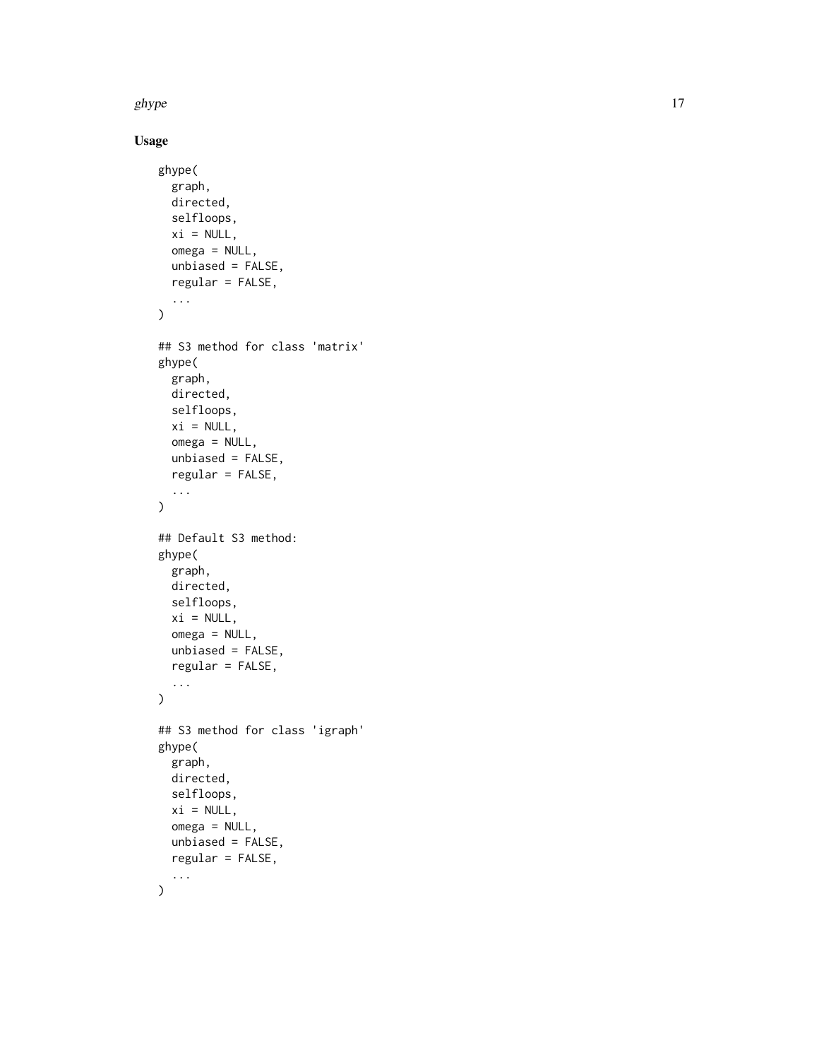## Usage

```
ghype(
  graph,
  directed,
  selfloops,
  xi = NULL,
  omega = NULL,
  unbiased = FALSE,
  regular = FALSE,
  ...
)

## S3 method for class 'matrix'
ghype(
  graph,
  directed,
  selfloops,
  xi = NULL,
  omega = NULL,
  unbiased = FALSE,
  regular = FALSE,
  ...
)

## Default S3 method:
ghype(
  graph,
  directed,
  selfloops,
  xi = NULL,
  omega = NULL,
  unbiased = FALSE,
  regular = FALSE,
  ...
)

## S3 method for class 'igraph'
ghype(
  graph,
  directed,
  selfloops,
  xi = NULL,
  omega = NULL,
  unbiased = FALSE,
  regular = FALSE,
  ...
)
```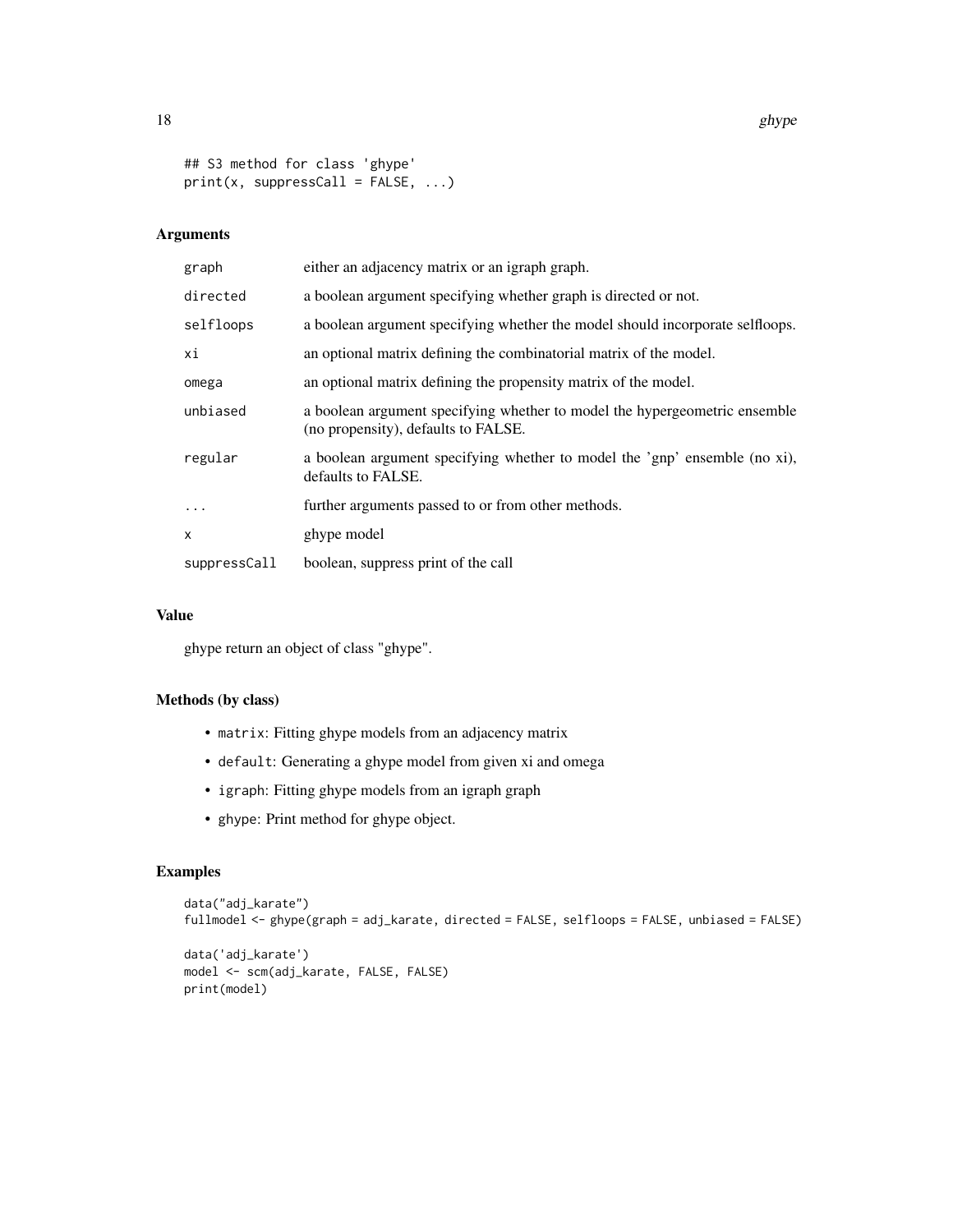```
## S3 method for class 'ghype'
print(x, suppressCall = FALSE, ...)
```

### Arguments

| | |
|---|---|
| graph | either an adjacency matrix or an igraph graph. |
| directed | a boolean argument specifying whether graph is directed or not. |
| selfloops | a boolean argument specifying whether the model should incorporate selfloops. |
| xi | an optional matrix defining the combinatorial matrix of the model. |
| omega | an optional matrix defining the propensity matrix of the model. |
| unbiased | a boolean argument specifying whether to model the hypergeometric ensemble (no propensity), defaults to FALSE. |
| regular | a boolean argument specifying whether to model the 'gnp' ensemble (no xi), defaults to FALSE. |
| ... | further arguments passed to or from other methods. |
| x | ghype model |
| suppressCall | boolean, suppress print of the call |

### Value

ghype return an object of class "ghype".

### Methods (by class)

- `matrix`: Fitting ghype models from an adjacency matrix
- `default`: Generating a ghype model from given xi and omega
- `igraph`: Fitting ghype models from an igraph graph
- `ghype`: Print method for ghype object.

### Examples

```
data("adj_karate")
fullmodel <- ghype(graph = adj_karate, directed = FALSE, selfloops = FALSE, unbiased = FALSE)

data('adj_karate')
model <- scm(adj_karate, FALSE, FALSE)
print(model)
```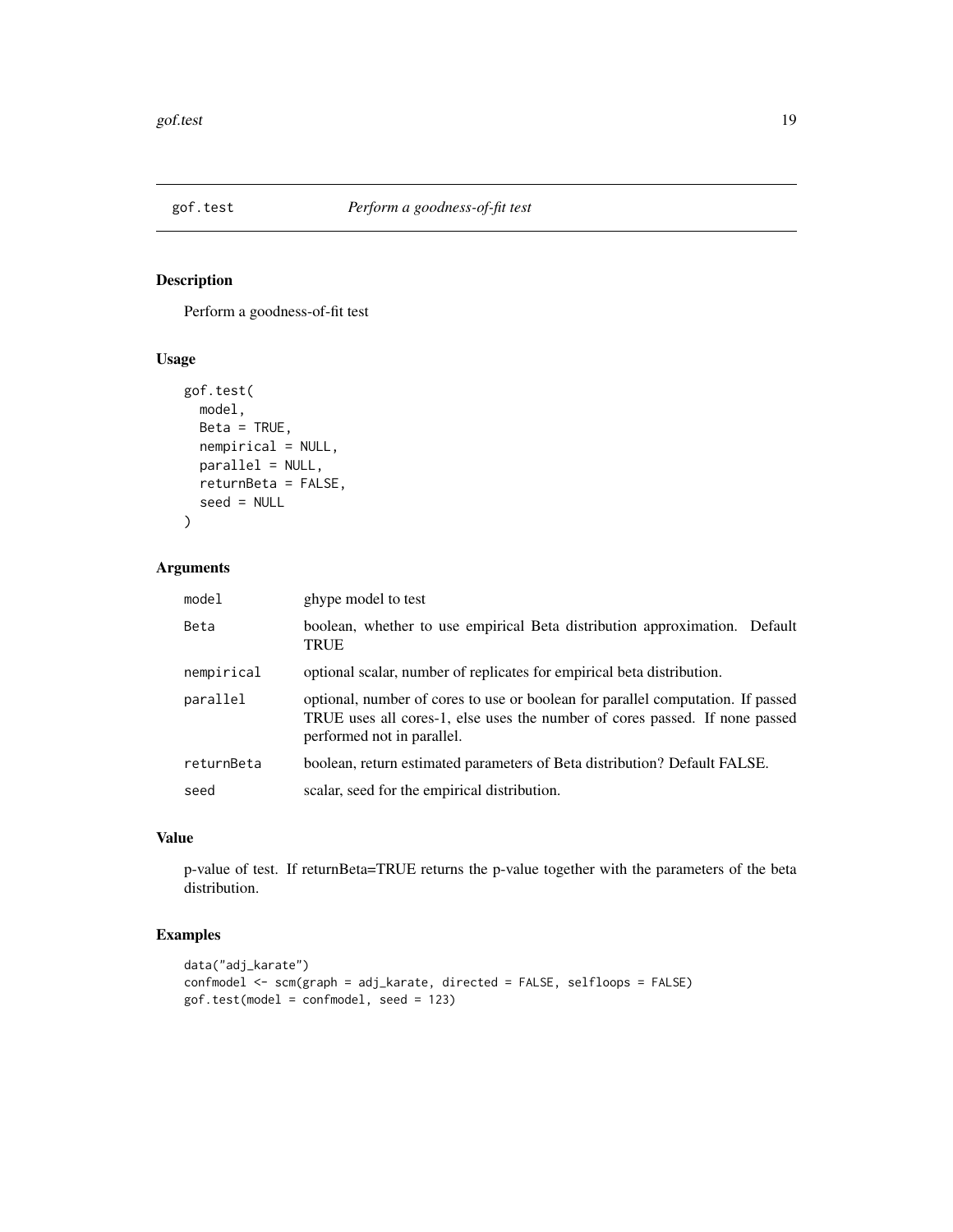## gof.test *Perform a goodness-of-fit test*

### Description

Perform a goodness-of-fit test

### Usage

```
gof.test(
  model,
  Beta = TRUE,
  nempirical = NULL,
  parallel = NULL,
  returnBeta = FALSE,
  seed = NULL
)
```

### Arguments

| | |
|---|---|
| `model` | ghype model to test |
| `Beta` | boolean, whether to use empirical Beta distribution approximation. Default TRUE |
| `nempirical` | optional scalar, number of replicates for empirical beta distribution. |
| `parallel` | optional, number of cores to use or boolean for parallel computation. If passed TRUE uses all cores-1, else uses the number of cores passed. If none passed performed not in parallel. |
| `returnBeta` | boolean, return estimated parameters of Beta distribution? Default FALSE. |
| `seed` | scalar, seed for the empirical distribution. |

### Value

p-value of test. If returnBeta=TRUE returns the p-value together with the parameters of the beta distribution.

### Examples

```
data("adj_karate")
confmodel <- scm(graph = adj_karate, directed = FALSE, selfloops = FALSE)
gof.test(model = confmodel, seed = 123)
```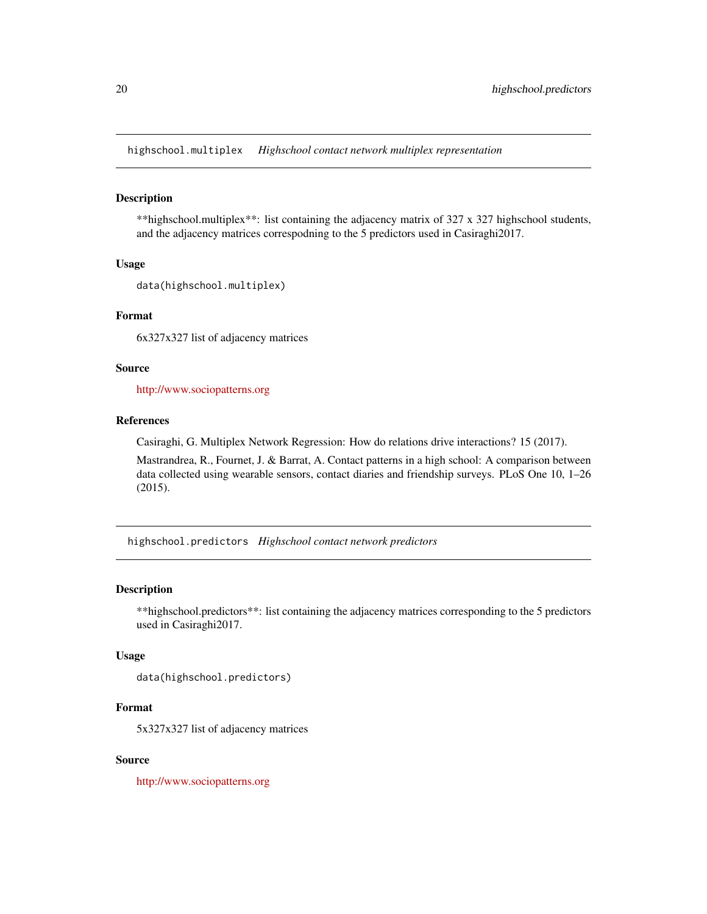## highschool.multiplex *Highschool contact network multiplex representation*

### Description

**highschool.multiplex**: list containing the adjacency matrix of 327 x 327 highschool students, and the adjacency matrices correspodning to the 5 predictors used in Casiraghi2017.

### Usage

```
data(highschool.multiplex)
```

### Format

6x327x327 list of adjacency matrices

### Source

http://www.sociopatterns.org

### References

Casiraghi, G. Multiplex Network Regression: How do relations drive interactions? 15 (2017).

Mastrandrea, R., Fournet, J. & Barrat, A. Contact patterns in a high school: A comparison between data collected using wearable sensors, contact diaries and friendship surveys. PLoS One 10, 1–26 (2015).

## highschool.predictors *Highschool contact network predictors*

### Description

**highschool.predictors**: list containing the adjacency matrices corresponding to the 5 predictors used in Casiraghi2017.

### Usage

```
data(highschool.predictors)
```

### Format

5x327x327 list of adjacency matrices

### Source

http://www.sociopatterns.org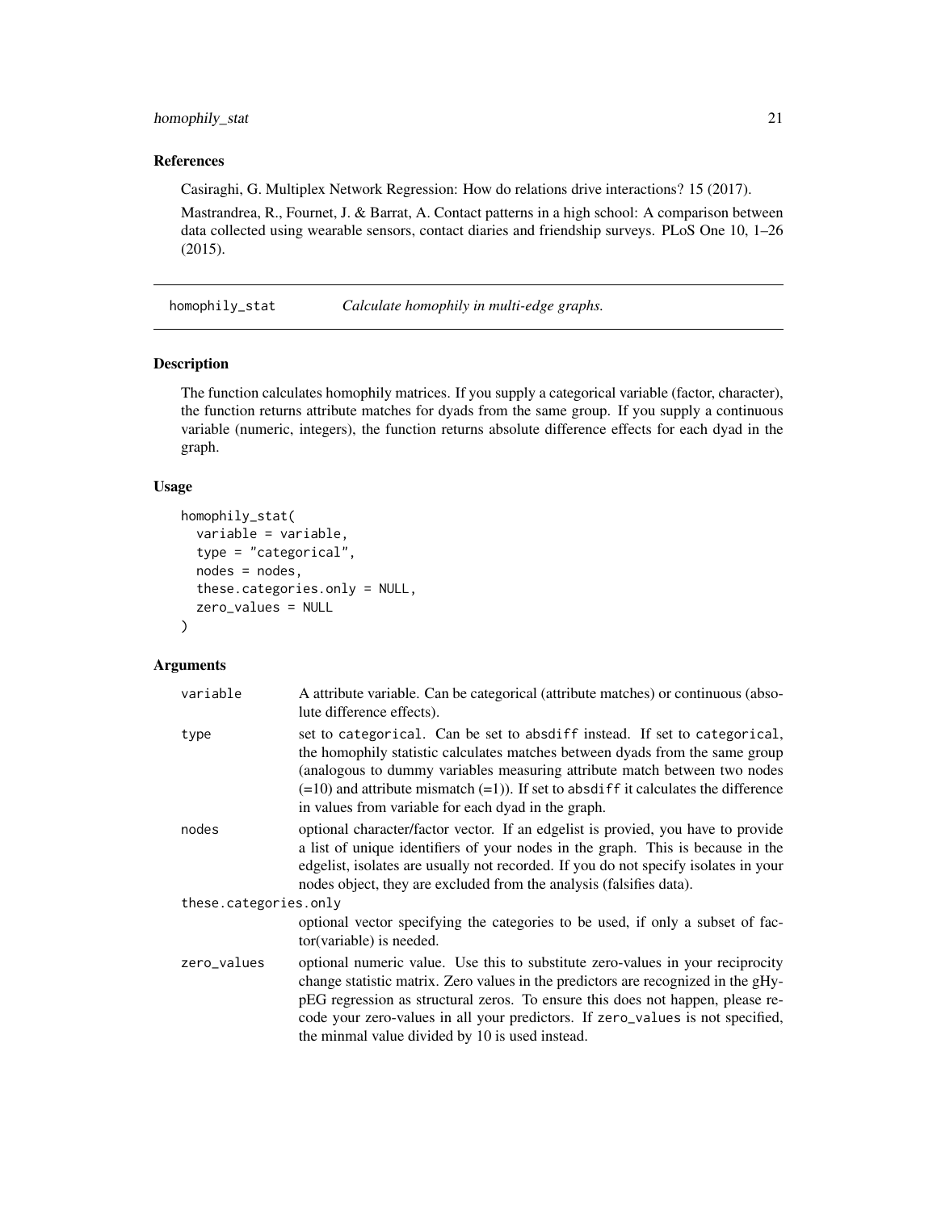### References

Casiraghi, G. Multiplex Network Regression: How do relations drive interactions? 15 (2017).

Mastrandrea, R., Fournet, J. & Barrat, A. Contact patterns in a high school: A comparison between data collected using wearable sensors, contact diaries and friendship surveys. PLoS One 10, 1–26 (2015).

---

## homophily_stat — *Calculate homophily in multi-edge graphs.*

### Description

The function calculates homophily matrices. If you supply a categorical variable (factor, character), the function returns attribute matches for dyads from the same group. If you supply a continuous variable (numeric, integers), the function returns absolute difference effects for each dyad in the graph.

### Usage

```
homophily_stat(
  variable = variable,
  type = "categorical",
  nodes = nodes,
  these.categories.only = NULL,
  zero_values = NULL
)
```

### Arguments

| | |
|---|---|
| variable | A attribute variable. Can be categorical (attribute matches) or continuous (absolute difference effects). |
| type | set to categorical. Can be set to absdiff instead. If set to categorical, the homophily statistic calculates matches between dyads from the same group (analogous to dummy variables measuring attribute match between two nodes (=10) and attribute mismatch (=1)). If set to absdiff it calculates the difference in values from variable for each dyad in the graph. |
| nodes | optional character/factor vector. If an edgelist is provied, you have to provide a list of unique identifiers of your nodes in the graph. This is because in the edgelist, isolates are usually not recorded. If you do not specify isolates in your nodes object, they are excluded from the analysis (falsifies data). |
| these.categories.only | optional vector specifying the categories to be used, if only a subset of factor(variable) is needed. |
| zero_values | optional numeric value. Use this to substitute zero-values in your reciprocity change statistic matrix. Zero values in the predictors are recognized in the gHypEG regression as structural zeros. To ensure this does not happen, please recode your zero-values in all your predictors. If zero_values is not specified, the minmal value divided by 10 is used instead. |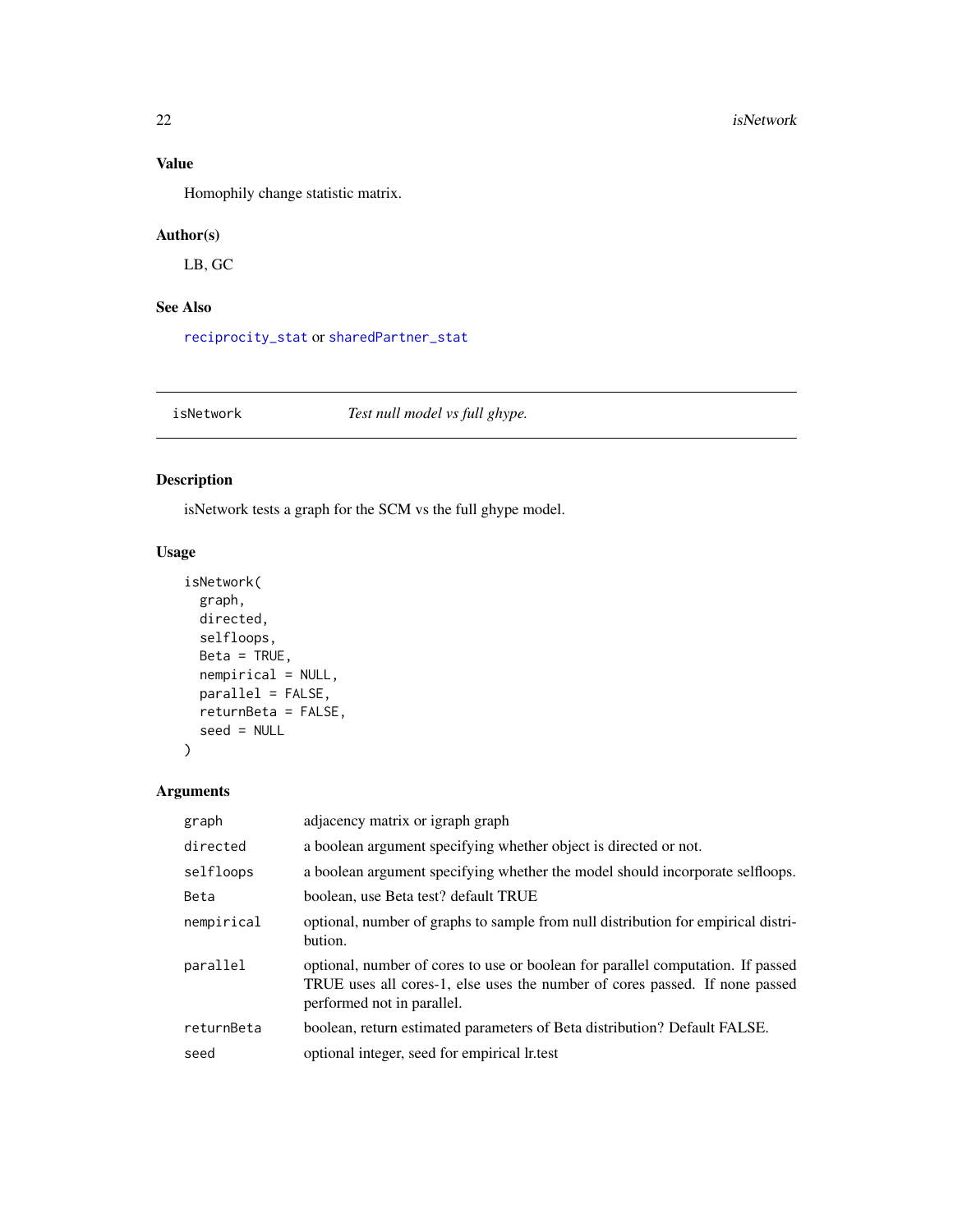## Value

Homophily change statistic matrix.

## Author(s)

LB, GC

## See Also

reciprocity_stat or sharedPartner_stat

---

# isNetwork — *Test null model vs full ghype.*

## Description

isNetwork tests a graph for the SCM vs the full ghype model.

## Usage

```
isNetwork(
  graph,
  directed,
  selfloops,
  Beta = TRUE,
  nempirical = NULL,
  parallel = FALSE,
  returnBeta = FALSE,
  seed = NULL
)
```

## Arguments

| Argument | Description |
| --- | --- |
| graph | adjacency matrix or igraph graph |
| directed | a boolean argument specifying whether object is directed or not. |
| selfloops | a boolean argument specifying whether the model should incorporate selfloops. |
| Beta | boolean, use Beta test? default TRUE |
| nempirical | optional, number of graphs to sample from null distribution for empirical distribution. |
| parallel | optional, number of cores to use or boolean for parallel computation. If passed TRUE uses all cores-1, else uses the number of cores passed. If none passed performed not in parallel. |
| returnBeta | boolean, return estimated parameters of Beta distribution? Default FALSE. |
| seed | optional integer, seed for empirical lr.test |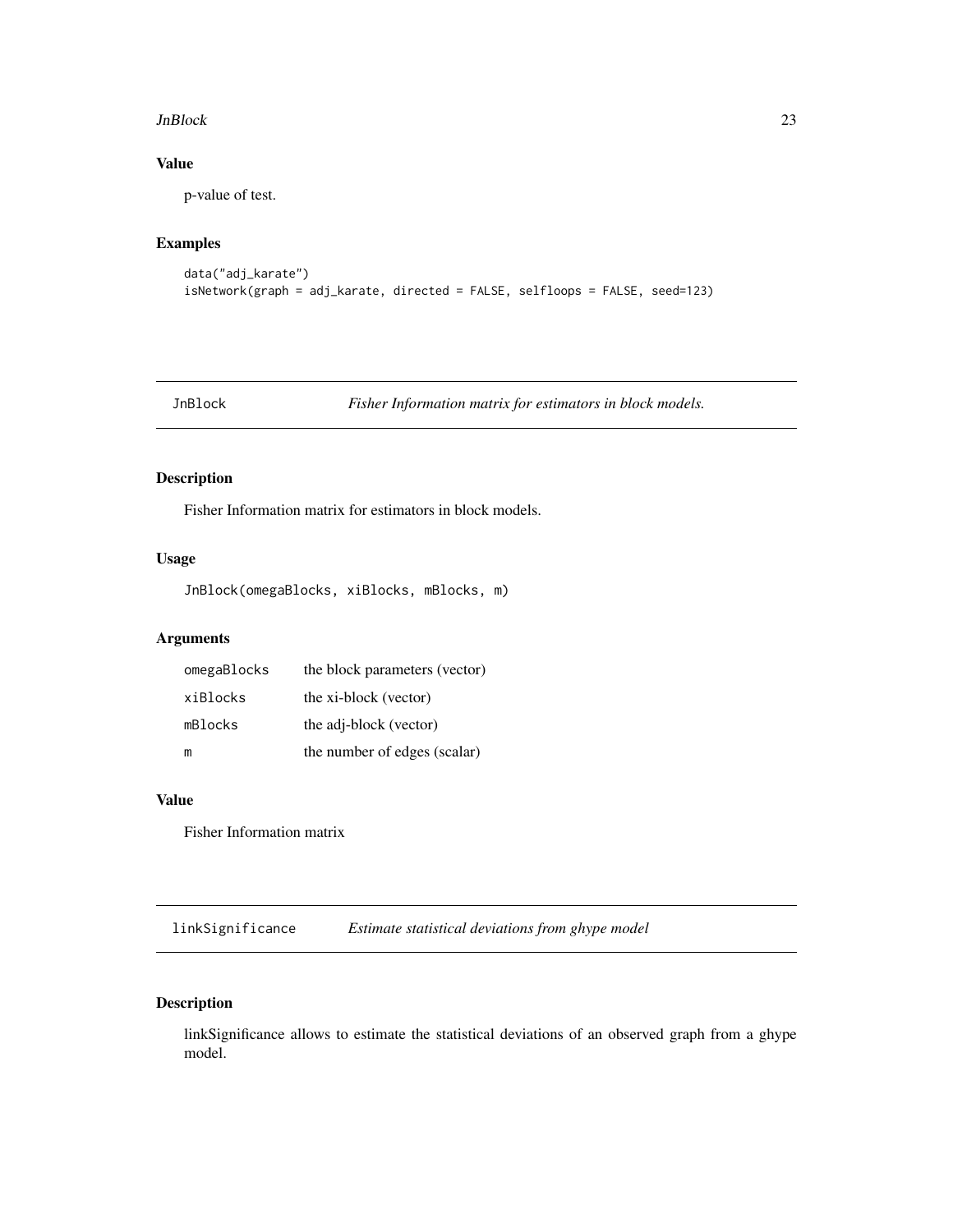## Value

p-value of test.

## Examples

```
data("adj_karate")
isNetwork(graph = adj_karate, directed = FALSE, selfloops = FALSE, seed=123)
```

---

# JnBlock — *Fisher Information matrix for estimators in block models.*

## Description

Fisher Information matrix for estimators in block models.

## Usage

```
JnBlock(omegaBlocks, xiBlocks, mBlocks, m)
```

## Arguments

| | |
|---|---|
| omegaBlocks | the block parameters (vector) |
| xiBlocks | the xi-block (vector) |
| mBlocks | the adj-block (vector) |
| m | the number of edges (scalar) |

## Value

Fisher Information matrix

---

# linkSignificance — *Estimate statistical deviations from ghype model*

## Description

linkSignificance allows to estimate the statistical deviations of an observed graph from a ghype model.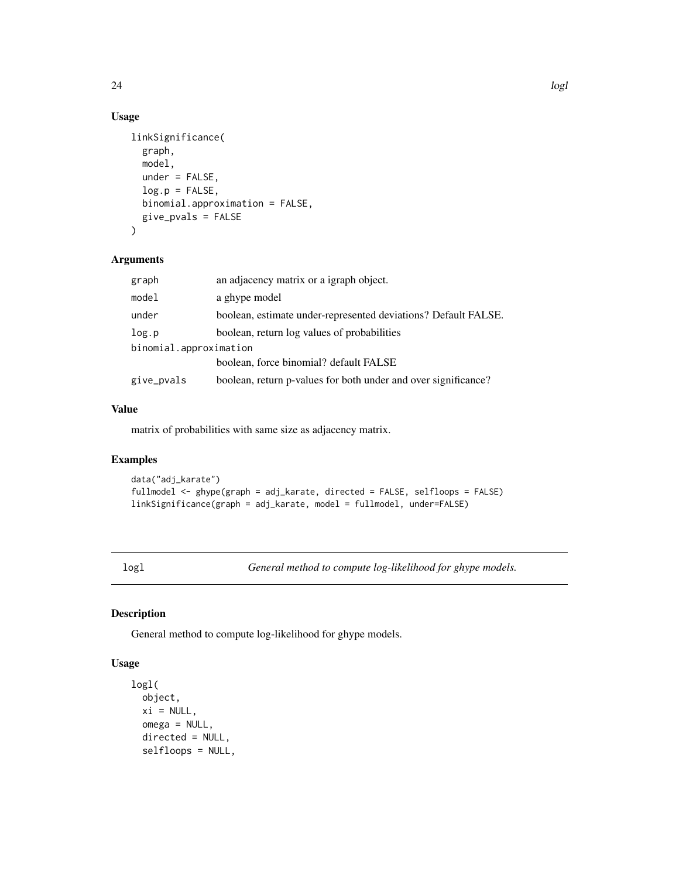## Usage

```
linkSignificance(
  graph,
  model,
  under = FALSE,
  log.p = FALSE,
  binomial.approximation = FALSE,
  give_pvals = FALSE
)
```

## Arguments

| | |
|---|---|
| graph | an adjacency matrix or a igraph object. |
| model | a ghype model |
| under | boolean, estimate under-represented deviations? Default FALSE. |
| log.p | boolean, return log values of probabilities |
| binomial.approximation | boolean, force binomial? default FALSE |
| give_pvals | boolean, return p-values for both under and over significance? |

## Value

matrix of probabilities with same size as adjacency matrix.

## Examples

```
data("adj_karate")
fullmodel <- ghype(graph = adj_karate, directed = FALSE, selfloops = FALSE)
linkSignificance(graph = adj_karate, model = fullmodel, under=FALSE)
```

---

# logl — *General method to compute log-likelihood for ghype models.*

## Description

General method to compute log-likelihood for ghype models.

## Usage

```
logl(
  object,
  xi = NULL,
  omega = NULL,
  directed = NULL,
  selfloops = NULL,
```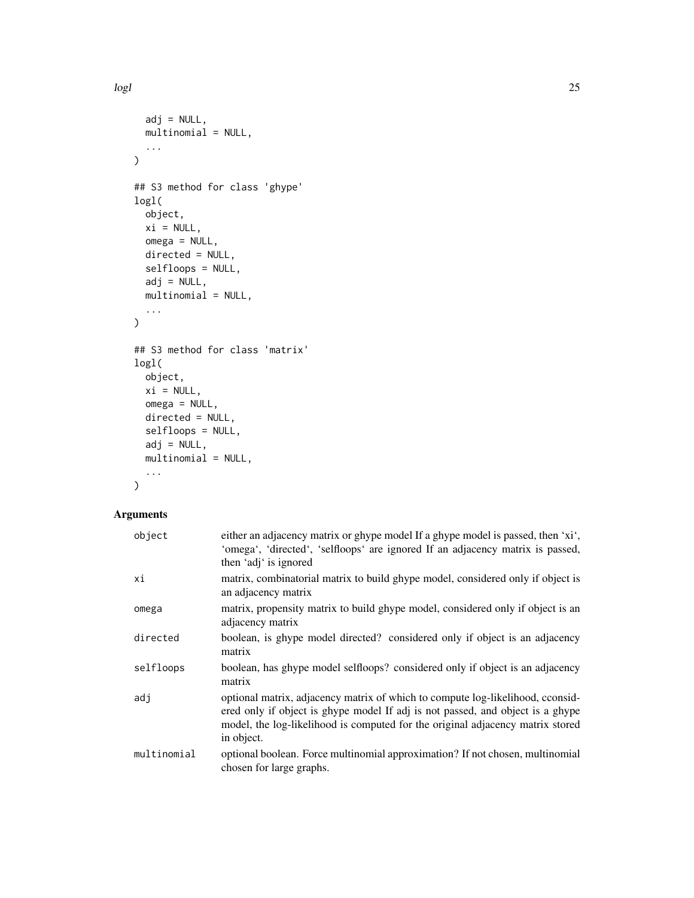```
  adj = NULL,
  multinomial = NULL,
  ...
)

## S3 method for class 'ghype'
logl(
  object,
  xi = NULL,
  omega = NULL,
  directed = NULL,
  selfloops = NULL,
  adj = NULL,
  multinomial = NULL,
  ...
)

## S3 method for class 'matrix'
logl(
  object,
  xi = NULL,
  omega = NULL,
  directed = NULL,
  selfloops = NULL,
  adj = NULL,
  multinomial = NULL,
  ...
)
```

## Arguments

| | |
|---|---|
| `object` | either an adjacency matrix or ghype model If a ghype model is passed, then 'xi', 'omega', 'directed', 'selfloops' are ignored If an adjacency matrix is passed, then 'adj' is ignored |
| `xi` | matrix, combinatorial matrix to build ghype model, considered only if object is an adjacency matrix |
| `omega` | matrix, propensity matrix to build ghype model, considered only if object is an adjacency matrix |
| `directed` | boolean, is ghype model directed? considered only if object is an adjacency matrix |
| `selfloops` | boolean, has ghype model selfloops? considered only if object is an adjacency matrix |
| `adj` | optional matrix, adjacency matrix of which to compute log-likelihood, cconsidered only if object is ghype model If adj is not passed, and object is a ghype model, the log-likelihood is computed for the original adjacency matrix stored in object. |
| `multinomial` | optional boolean. Force multinomial approximation? If not chosen, multinomial chosen for large graphs. |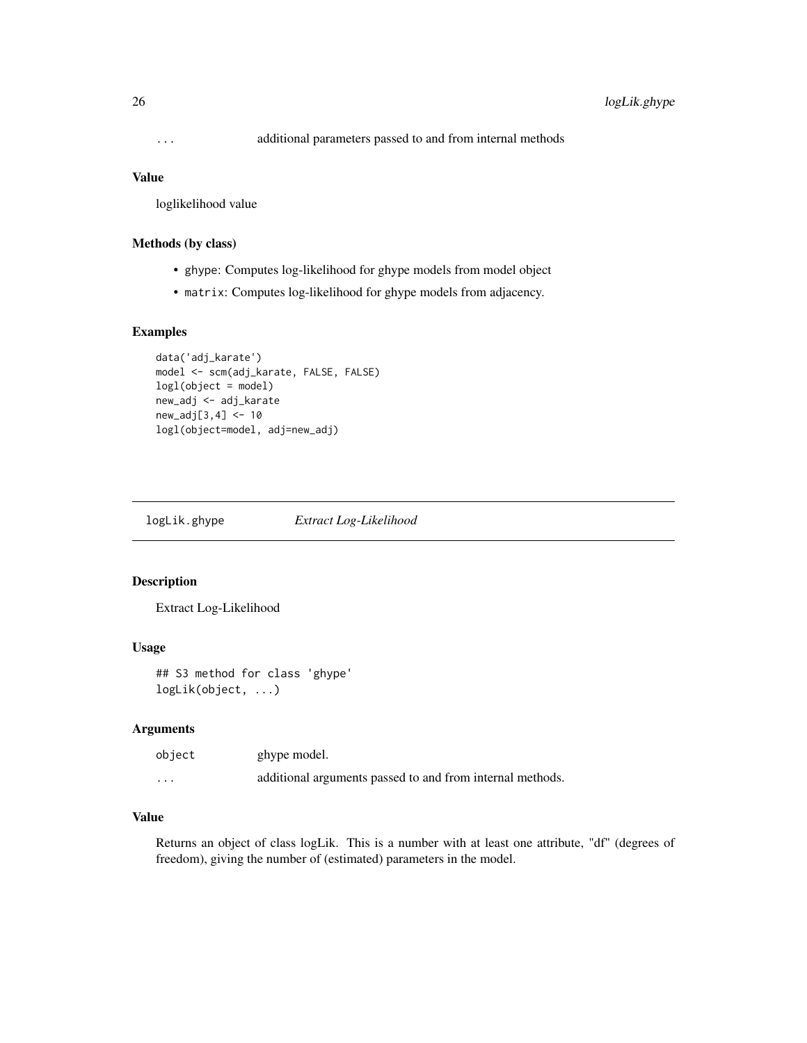| | |
|---|---|
| ... | additional parameters passed to and from internal methods |

### Value

loglikelihood value

### Methods (by class)

- ghype: Computes log-likelihood for ghype models from model object
- matrix: Computes log-likelihood for ghype models from adjacency.

### Examples

```
data('adj_karate')
model <- scm(adj_karate, FALSE, FALSE)
logl(object = model)
new_adj <- adj_karate
new_adj[3,4] <- 10
logl(object=model, adj=new_adj)
```

---

## logLik.ghype    *Extract Log-Likelihood*

### Description

Extract Log-Likelihood

### Usage

```
## S3 method for class 'ghype'
logLik(object, ...)
```

### Arguments

| | |
|---|---|
| object | ghype model. |
| ... | additional arguments passed to and from internal methods. |

### Value

Returns an object of class logLik. This is a number with at least one attribute, "df" (degrees of freedom), giving the number of (estimated) parameters in the model.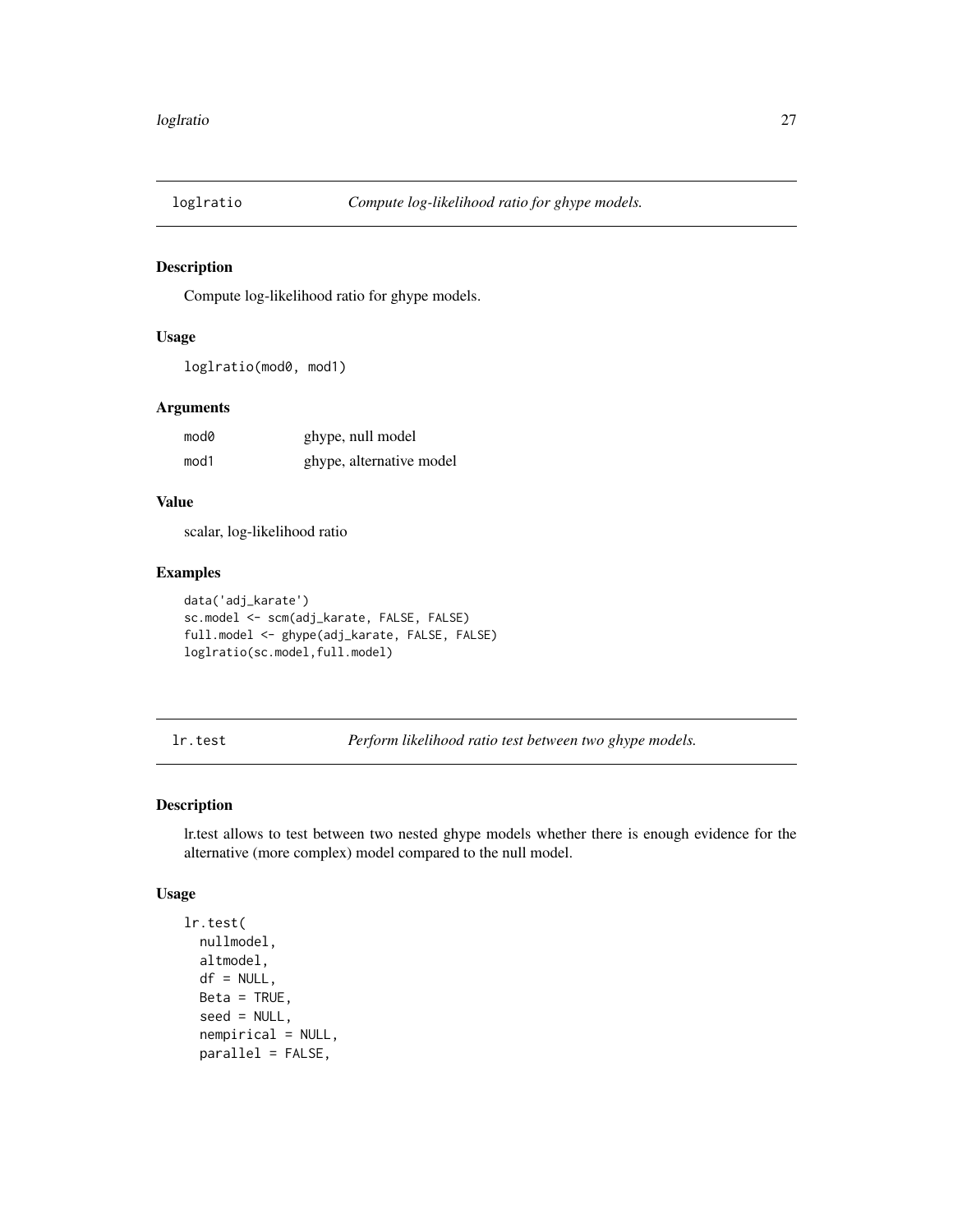## loglratio — *Compute log-likelihood ratio for ghype models.*

### Description

Compute log-likelihood ratio for ghype models.

### Usage

```
loglratio(mod0, mod1)
```

### Arguments

| | |
|---|---|
| mod0 | ghype, null model |
| mod1 | ghype, alternative model |

### Value

scalar, log-likelihood ratio

### Examples

```
data('adj_karate')
sc.model <- scm(adj_karate, FALSE, FALSE)
full.model <- ghype(adj_karate, FALSE, FALSE)
loglratio(sc.model,full.model)
```

## lr.test — *Perform likelihood ratio test between two ghype models.*

### Description

lr.test allows to test between two nested ghype models whether there is enough evidence for the alternative (more complex) model compared to the null model.

### Usage

```
lr.test(
  nullmodel,
  altmodel,
  df = NULL,
  Beta = TRUE,
  seed = NULL,
  nempirical = NULL,
  parallel = FALSE,
```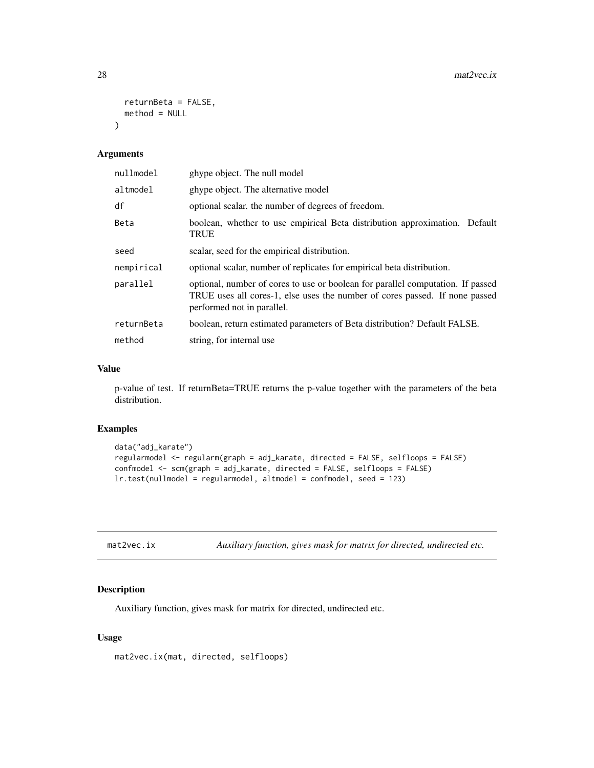```
  returnBeta = FALSE,
  method = NULL
)
```

### Arguments

| | |
|---|---|
| nullmodel | ghype object. The null model |
| altmodel | ghype object. The alternative model |
| df | optional scalar. the number of degrees of freedom. |
| Beta | boolean, whether to use empirical Beta distribution approximation. Default TRUE |
| seed | scalar, seed for the empirical distribution. |
| nempirical | optional scalar, number of replicates for empirical beta distribution. |
| parallel | optional, number of cores to use or boolean for parallel computation. If passed TRUE uses all cores-1, else uses the number of cores passed. If none passed performed not in parallel. |
| returnBeta | boolean, return estimated parameters of Beta distribution? Default FALSE. |
| method | string, for internal use |

### Value

p-value of test. If returnBeta=TRUE returns the p-value together with the parameters of the beta distribution.

### Examples

```
data("adj_karate")
regularmodel <- regularm(graph = adj_karate, directed = FALSE, selfloops = FALSE)
confmodel <- scm(graph = adj_karate, directed = FALSE, selfloops = FALSE)
lr.test(nullmodel = regularmodel, altmodel = confmodel, seed = 123)
```

---

## mat2vec.ix — *Auxiliary function, gives mask for matrix for directed, undirected etc.*

### Description

Auxiliary function, gives mask for matrix for directed, undirected etc.

### Usage

```
mat2vec.ix(mat, directed, selfloops)
```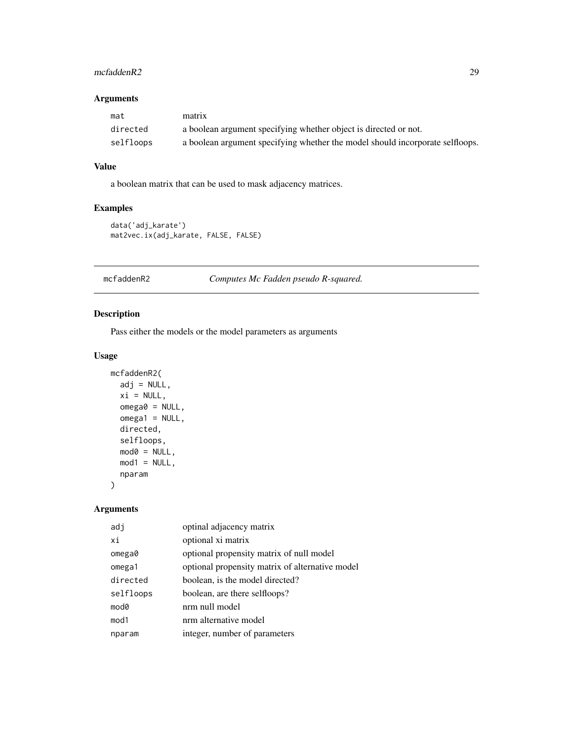### Arguments

| | |
|---|---|
| mat | matrix |
| directed | a boolean argument specifying whether object is directed or not. |
| selfloops | a boolean argument specifying whether the model should incorporate selfloops. |

### Value

a boolean matrix that can be used to mask adjacency matrices.

### Examples

```
data('adj_karate')
mat2vec.ix(adj_karate, FALSE, FALSE)
```

---

## mcfaddenR2 *Computes Mc Fadden pseudo R-squared.*

---

### Description

Pass either the models or the model parameters as arguments

### Usage

```
mcfaddenR2(
  adj = NULL,
  xi = NULL,
  omega0 = NULL,
  omega1 = NULL,
  directed,
  selfloops,
  mod0 = NULL,
  mod1 = NULL,
  nparam
)
```

### Arguments

| | |
|---|---|
| adj | optinal adjacency matrix |
| xi | optional xi matrix |
| omega0 | optional propensity matrix of null model |
| omega1 | optional propensity matrix of alternative model |
| directed | boolean, is the model directed? |
| selfloops | boolean, are there selfloops? |
| mod0 | nrm null model |
| mod1 | nrm alternative model |
| nparam | integer, number of parameters |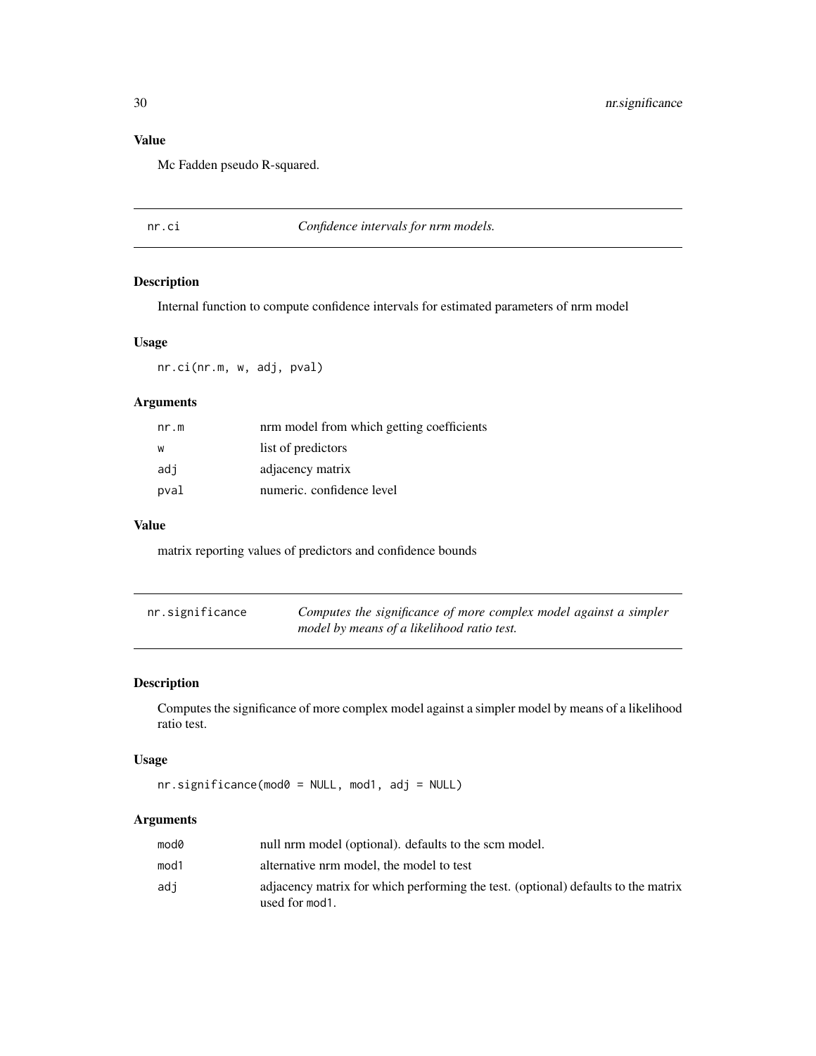### Value

Mc Fadden pseudo R-squared.

---

## nr.ci — *Confidence intervals for nrm models.*

### Description

Internal function to compute confidence intervals for estimated parameters of nrm model

### Usage

```
nr.ci(nr.m, w, adj, pval)
```

### Arguments

| | |
|---|---|
| `nr.m` | nrm model from which getting coefficients |
| `w` | list of predictors |
| `adj` | adjacency matrix |
| `pval` | numeric. confidence level |

### Value

matrix reporting values of predictors and confidence bounds

---

## nr.significance — *Computes the significance of more complex model against a simpler model by means of a likelihood ratio test.*

### Description

Computes the significance of more complex model against a simpler model by means of a likelihood ratio test.

### Usage

```
nr.significance(mod0 = NULL, mod1, adj = NULL)
```

### Arguments

| | |
|---|---|
| `mod0` | null nrm model (optional). defaults to the scm model. |
| `mod1` | alternative nrm model, the model to test |
| `adj` | adjacency matrix for which performing the test. (optional) defaults to the matrix used for `mod1`. |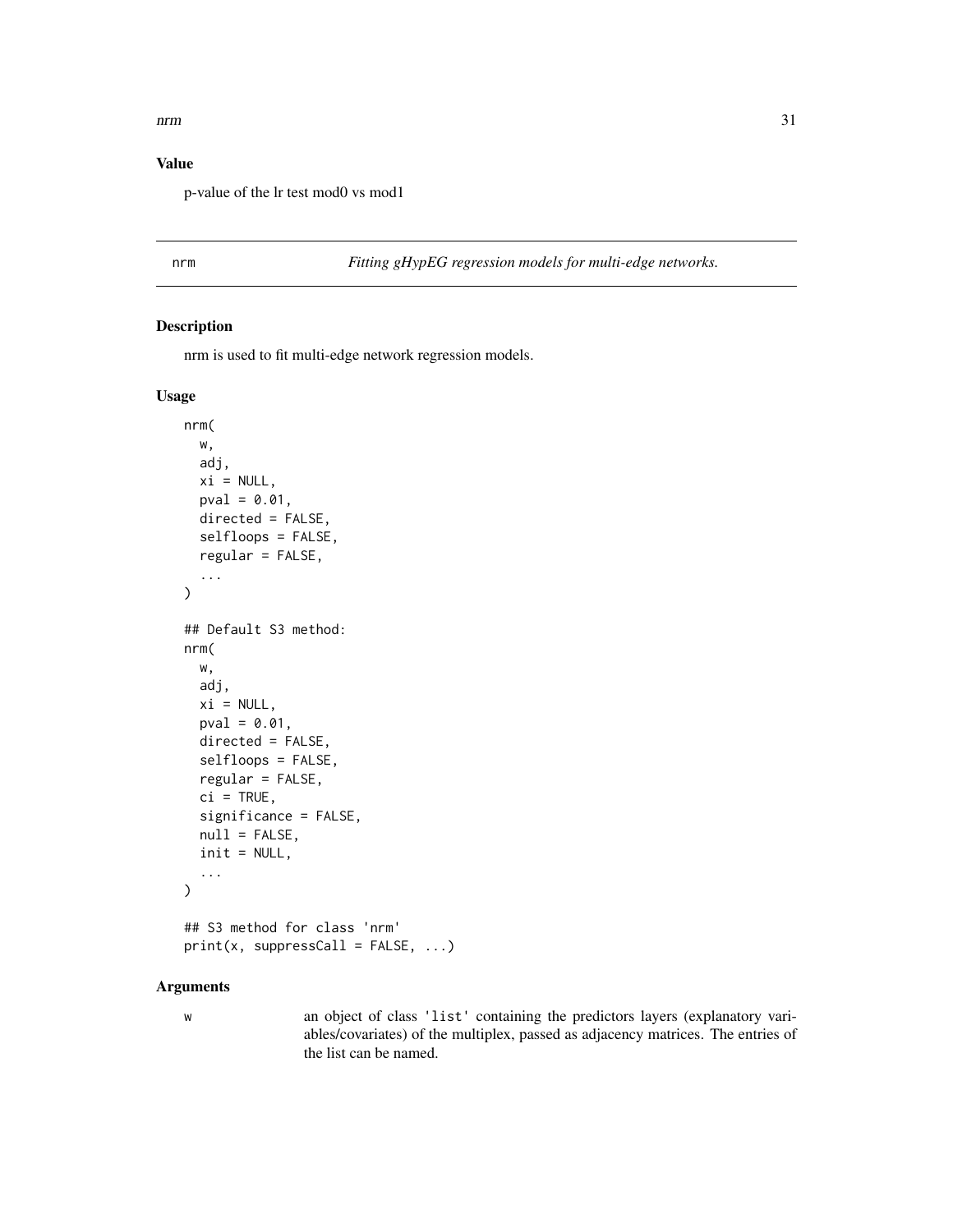## Value

p-value of the lr test mod0 vs mod1

---

## nrm — *Fitting gHypEG regression models for multi-edge networks.*

### Description

nrm is used to fit multi-edge network regression models.

### Usage

```
nrm(
  w,
  adj,
  xi = NULL,
  pval = 0.01,
  directed = FALSE,
  selfloops = FALSE,
  regular = FALSE,
  ...
)

## Default S3 method:
nrm(
  w,
  adj,
  xi = NULL,
  pval = 0.01,
  directed = FALSE,
  selfloops = FALSE,
  regular = FALSE,
  ci = TRUE,
  significance = FALSE,
  null = FALSE,
  init = NULL,
  ...
)

## S3 method for class 'nrm'
print(x, suppressCall = FALSE, ...)
```

### Arguments

| | |
|---|---|
| w | an object of class 'list' containing the predictors layers (explanatory variables/covariates) of the multiplex, passed as adjacency matrices. The entries of the list can be named. |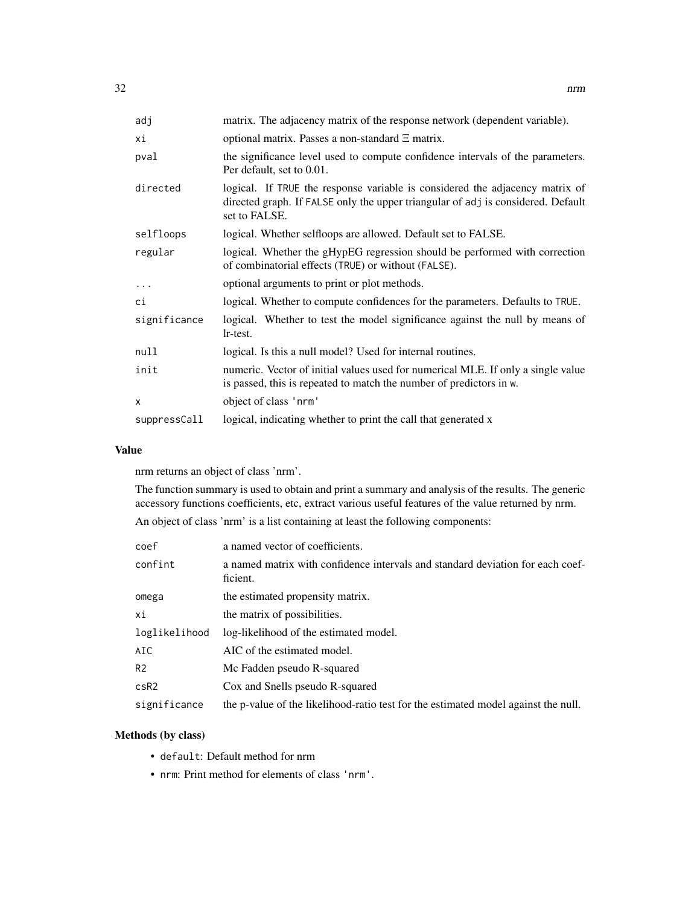| | |
|---|---|
| `adj` | matrix. The adjacency matrix of the response network (dependent variable). |
| `xi` | optional matrix. Passes a non-standard $\Xi$ matrix. |
| `pval` | the significance level used to compute confidence intervals of the parameters. Per default, set to 0.01. |
| `directed` | logical. If `TRUE` the response variable is considered the adjacency matrix of directed graph. If `FALSE` only the upper triangular of `adj` is considered. Default set to FALSE. |
| `selfloops` | logical. Whether selfloops are allowed. Default set to FALSE. |
| `regular` | logical. Whether the gHypEG regression should be performed with correction of combinatorial effects (`TRUE`) or without (`FALSE`). |
| `...` | optional arguments to print or plot methods. |
| `ci` | logical. Whether to compute confidences for the parameters. Defaults to `TRUE`. |
| `significance` | logical. Whether to test the model significance against the null by means of lr-test. |
| `null` | logical. Is this a null model? Used for internal routines. |
| `init` | numeric. Vector of initial values used for numerical MLE. If only a single value is passed, this is repeated to match the number of predictors in `w`. |
| `x` | object of class `'nrm'` |
| `suppressCall` | logical, indicating whether to print the call that generated x |

## Value

nrm returns an object of class 'nrm'.

The function summary is used to obtain and print a summary and analysis of the results. The generic accessory functions coefficients, etc, extract various useful features of the value returned by nrm.

An object of class 'nrm' is a list containing at least the following components:

| | |
|---|---|
| `coef` | a named vector of coefficients. |
| `confint` | a named matrix with confidence intervals and standard deviation for each coefficient. |
| `omega` | the estimated propensity matrix. |
| `xi` | the matrix of possibilities. |
| `loglikelihood` | log-likelihood of the estimated model. |
| `AIC` | AIC of the estimated model. |
| `R2` | Mc Fadden pseudo R-squared |
| `csR2` | Cox and Snells pseudo R-squared |
| `significance` | the p-value of the likelihood-ratio test for the estimated model against the null. |

## Methods (by class)

- `default`: Default method for nrm
- `nrm`: Print method for elements of class `'nrm'`.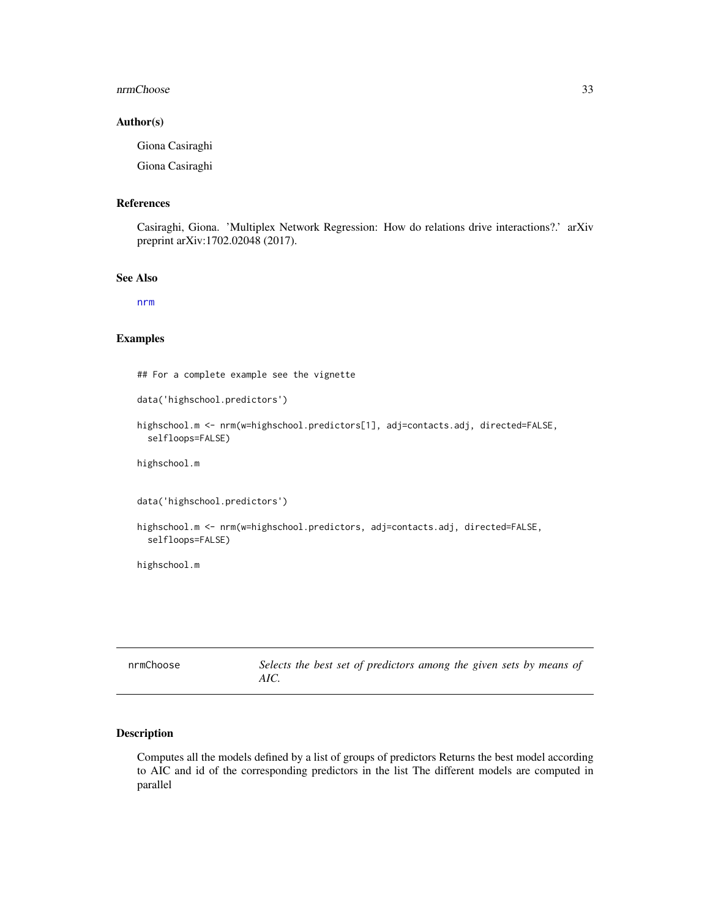## Author(s)

Giona Casiraghi

Giona Casiraghi

## References

Casiraghi, Giona. 'Multiplex Network Regression: How do relations drive interactions?.' arXiv preprint arXiv:1702.02048 (2017).

## See Also

nrm

## Examples

```
## For a complete example see the vignette

data('highschool.predictors')

highschool.m <- nrm(w=highschool.predictors[1], adj=contacts.adj, directed=FALSE,
  selfloops=FALSE)

highschool.m


data('highschool.predictors')

highschool.m <- nrm(w=highschool.predictors, adj=contacts.adj, directed=FALSE,
  selfloops=FALSE)

highschool.m
```

---

# nrmChoose

*Selects the best set of predictors among the given sets by means of AIC.*

## Description

Computes all the models defined by a list of groups of predictors Returns the best model according to AIC and id of the corresponding predictors in the list The different models are computed in parallel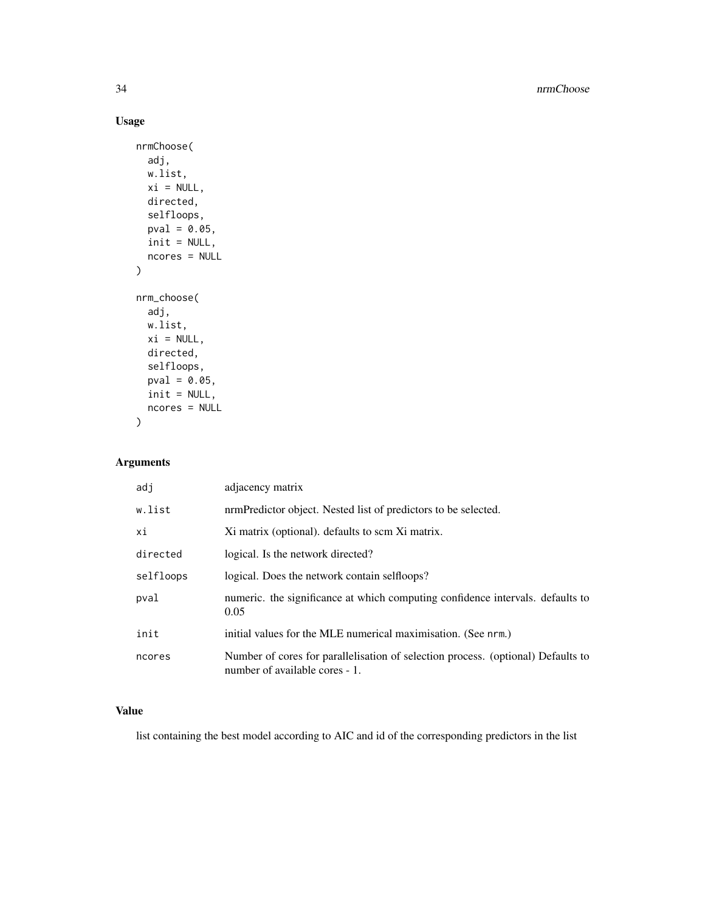## Usage

```
nrmChoose(
  adj,
  w.list,
  xi = NULL,
  directed,
  selfloops,
  pval = 0.05,
  init = NULL,
  ncores = NULL
)

nrm_choose(
  adj,
  w.list,
  xi = NULL,
  directed,
  selfloops,
  pval = 0.05,
  init = NULL,
  ncores = NULL
)
```

## Arguments

| | |
|---|---|
| `adj` | adjacency matrix |
| `w.list` | nrmPredictor object. Nested list of predictors to be selected. |
| `xi` | Xi matrix (optional). defaults to scm Xi matrix. |
| `directed` | logical. Is the network directed? |
| `selfloops` | logical. Does the network contain selfloops? |
| `pval` | numeric. the significance at which computing confidence intervals. defaults to 0.05 |
| `init` | initial values for the MLE numerical maximisation. (See `nrm`.) |
| `ncores` | Number of cores for parallelisation of selection process. (optional) Defaults to number of available cores - 1. |

## Value

list containing the best model according to AIC and id of the corresponding predictors in the list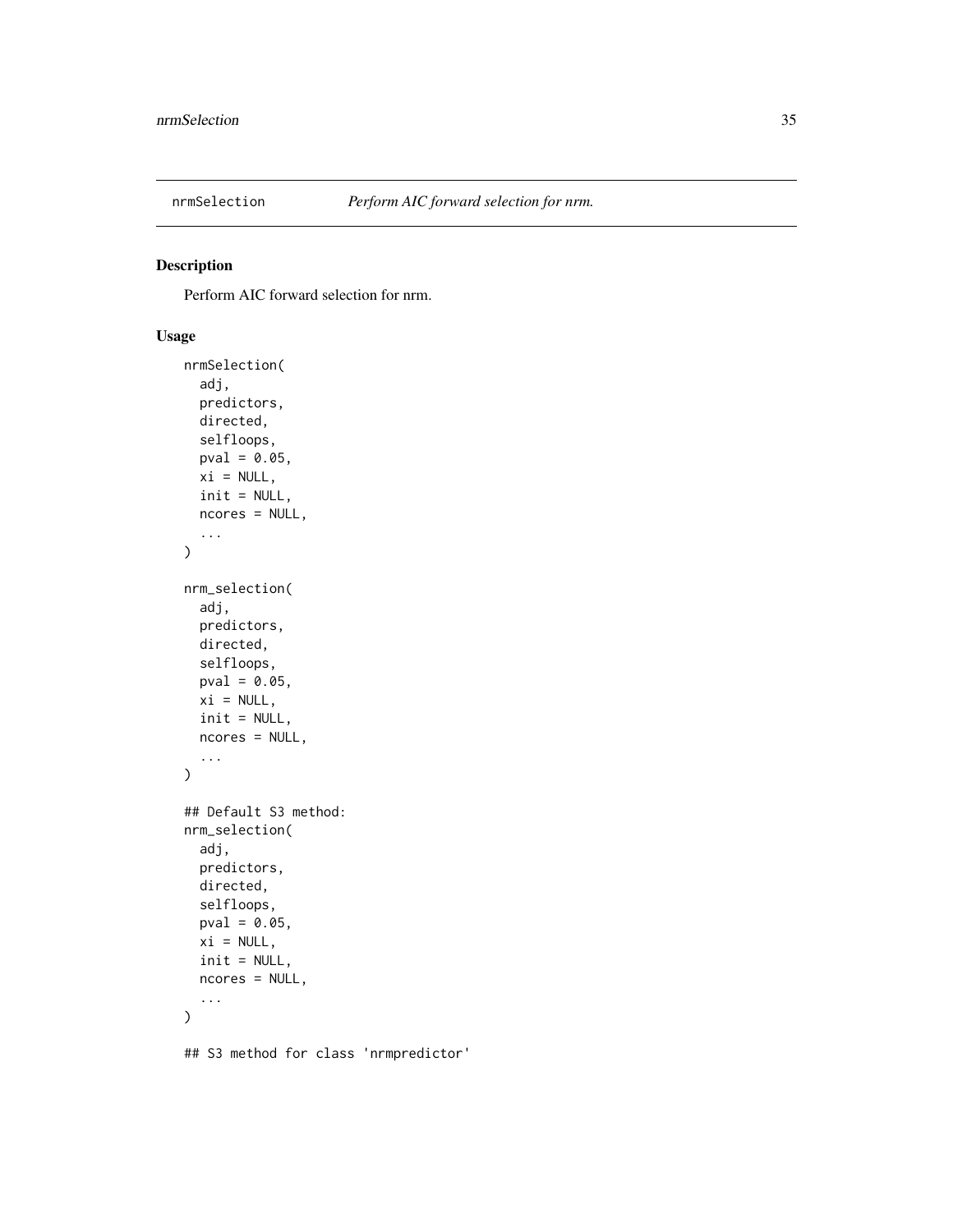nrmSelection    *Perform AIC forward selection for nrm.*

## Description

Perform AIC forward selection for nrm.

## Usage

```
nrmSelection(
  adj,
  predictors,
  directed,
  selfloops,
  pval = 0.05,
  xi = NULL,
  init = NULL,
  ncores = NULL,
  ...
)

nrm_selection(
  adj,
  predictors,
  directed,
  selfloops,
  pval = 0.05,
  xi = NULL,
  init = NULL,
  ncores = NULL,
  ...
)

## Default S3 method:
nrm_selection(
  adj,
  predictors,
  directed,
  selfloops,
  pval = 0.05,
  xi = NULL,
  init = NULL,
  ncores = NULL,
  ...
)

## S3 method for class 'nrmpredictor'
```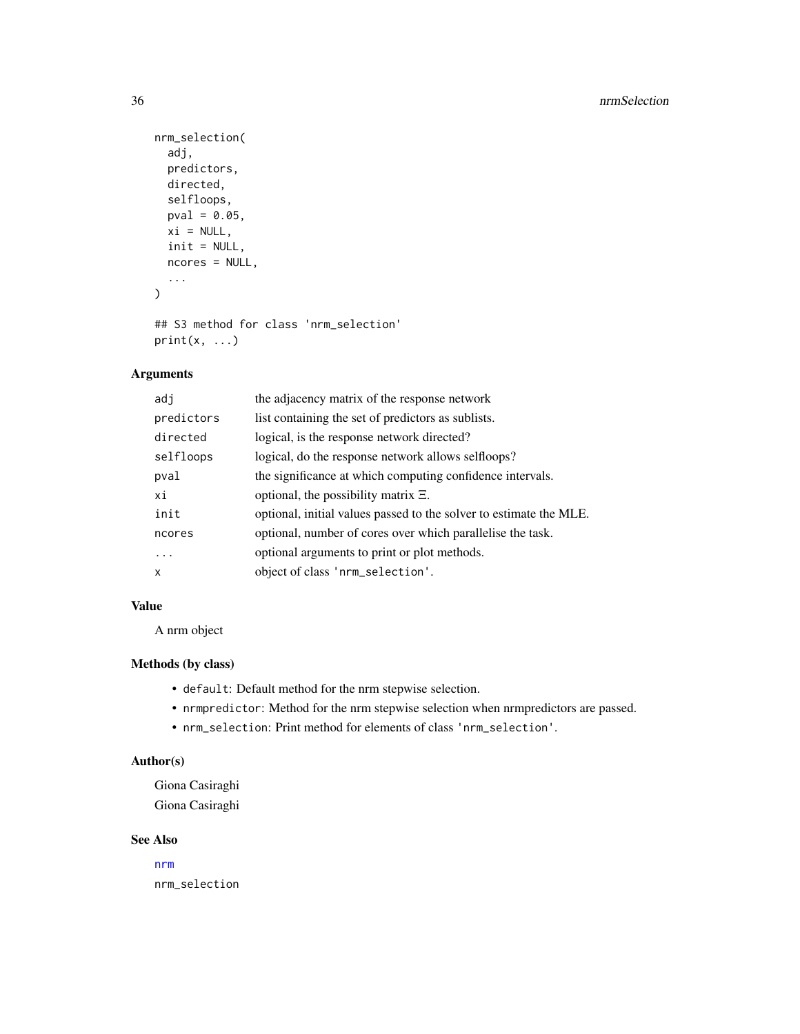```
nrm_selection(
  adj,
  predictors,
  directed,
  selfloops,
  pval = 0.05,
  xi = NULL,
  init = NULL,
  ncores = NULL,
  ...
)

## S3 method for class 'nrm_selection'
print(x, ...)
```

## Arguments

| | |
|---|---|
| `adj` | the adjacency matrix of the response network |
| `predictors` | list containing the set of predictors as sublists. |
| `directed` | logical, is the response network directed? |
| `selfloops` | logical, do the response network allows selfloops? |
| `pval` | the significance at which computing confidence intervals. |
| `xi` | optional, the possibility matrix $\Xi$. |
| `init` | optional, initial values passed to the solver to estimate the MLE. |
| `ncores` | optional, number of cores over which parallelise the task. |
| `...` | optional arguments to print or plot methods. |
| `x` | object of class `'nrm_selection'`. |

## Value

A nrm object

## Methods (by class)

- `default`: Default method for the nrm stepwise selection.
- `nrmpredictor`: Method for the nrm stepwise selection when nrmpredictors are passed.
- `nrm_selection`: Print method for elements of class `'nrm_selection'`.

## Author(s)

Giona Casiraghi

Giona Casiraghi

## See Also

`nrm`

`nrm_selection`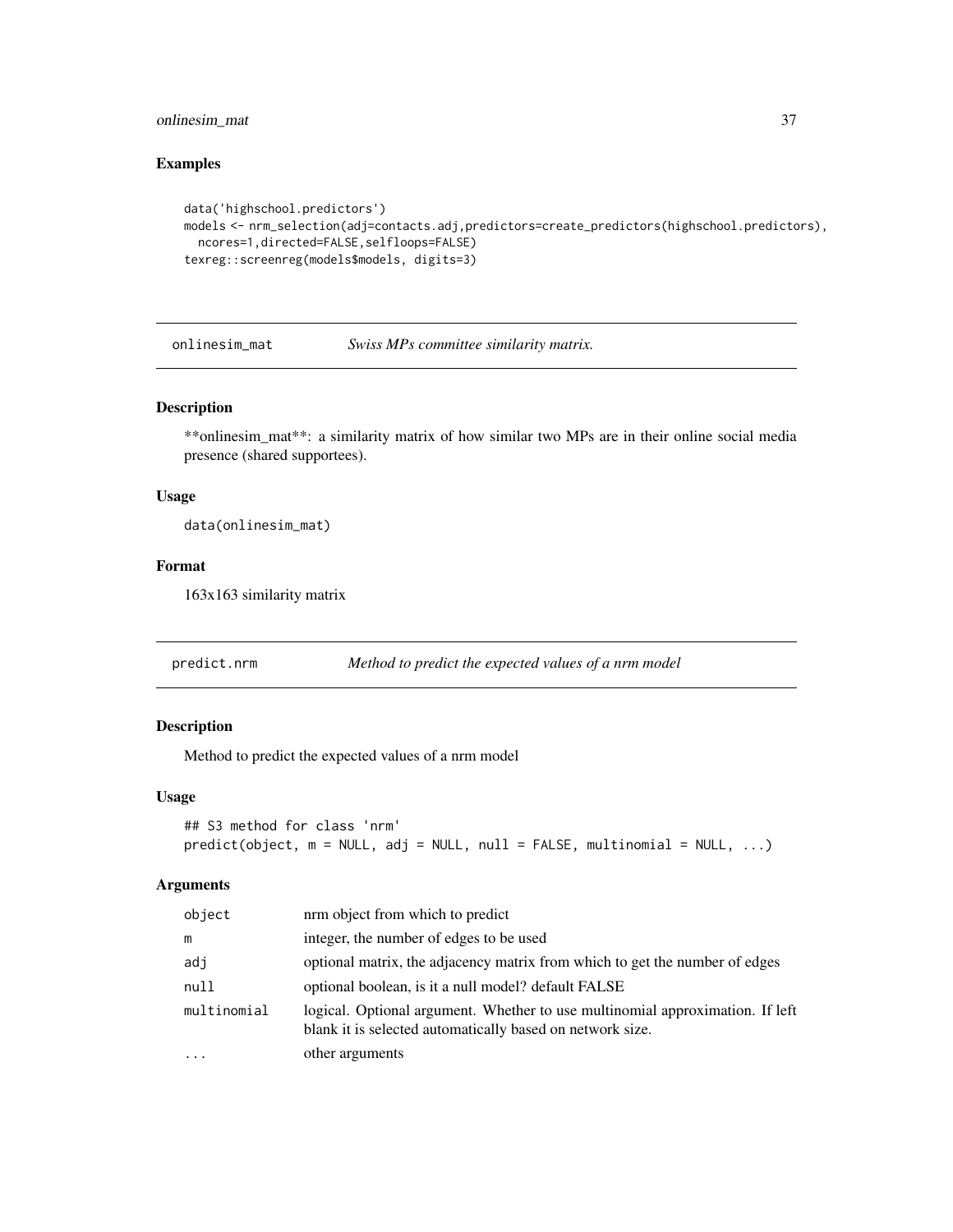### Examples

```
data('highschool.predictors')
models <- nrm_selection(adj=contacts.adj,predictors=create_predictors(highschool.predictors),
  ncores=1,directed=FALSE,selfloops=FALSE)
texreg::screenreg(models$models, digits=3)
```

---

## onlinesim_mat — *Swiss MPs committee similarity matrix.*

---

### Description

**onlinesim_mat**: a similarity matrix of how similar two MPs are in their online social media presence (shared supportees).

### Usage

```
data(onlinesim_mat)
```

### Format

163x163 similarity matrix

---

## predict.nrm — *Method to predict the expected values of a nrm model*

---

### Description

Method to predict the expected values of a nrm model

### Usage

```
## S3 method for class 'nrm'
predict(object, m = NULL, adj = NULL, null = FALSE, multinomial = NULL, ...)
```

### Arguments

| | |
|---|---|
| `object` | nrm object from which to predict |
| `m` | integer, the number of edges to be used |
| `adj` | optional matrix, the adjacency matrix from which to get the number of edges |
| `null` | optional boolean, is it a null model? default FALSE |
| `multinomial` | logical. Optional argument. Whether to use multinomial approximation. If left blank it is selected automatically based on network size. |
| `...` | other arguments |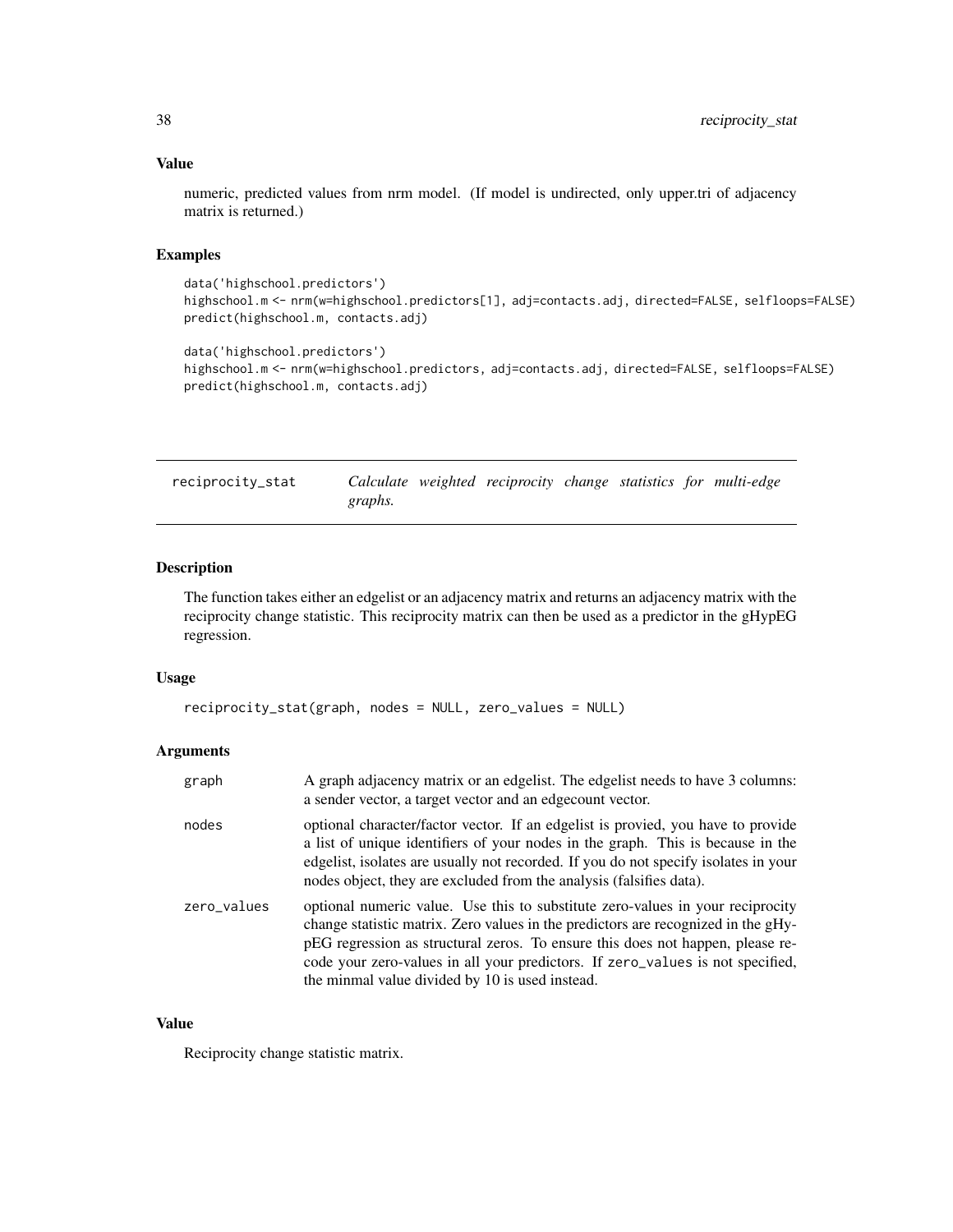### Value

numeric, predicted values from nrm model. (If model is undirected, only upper.tri of adjacency matrix is returned.)

### Examples

```
data('highschool.predictors')
highschool.m <- nrm(w=highschool.predictors[1], adj=contacts.adj, directed=FALSE, selfloops=FALSE)
predict(highschool.m, contacts.adj)

data('highschool.predictors')
highschool.m <- nrm(w=highschool.predictors, adj=contacts.adj, directed=FALSE, selfloops=FALSE)
predict(highschool.m, contacts.adj)
```

---

## reciprocity_stat — *Calculate weighted reciprocity change statistics for multi-edge graphs.*

---

### Description

The function takes either an edgelist or an adjacency matrix and returns an adjacency matrix with the reciprocity change statistic. This reciprocity matrix can then be used as a predictor in the gHypEG regression.

### Usage

```
reciprocity_stat(graph, nodes = NULL, zero_values = NULL)
```

### Arguments

| | |
|---|---|
| graph | A graph adjacency matrix or an edgelist. The edgelist needs to have 3 columns: a sender vector, a target vector and an edgecount vector. |
| nodes | optional character/factor vector. If an edgelist is provied, you have to provide a list of unique identifiers of your nodes in the graph. This is because in the edgelist, isolates are usually not recorded. If you do not specify isolates in your nodes object, they are excluded from the analysis (falsifies data). |
| zero_values | optional numeric value. Use this to substitute zero-values in your reciprocity change statistic matrix. Zero values in the predictors are recognized in the gHypEG regression as structural zeros. To ensure this does not happen, please recode your zero-values in all your predictors. If `zero_values` is not specified, the minmal value divided by 10 is used instead. |

### Value

Reciprocity change statistic matrix.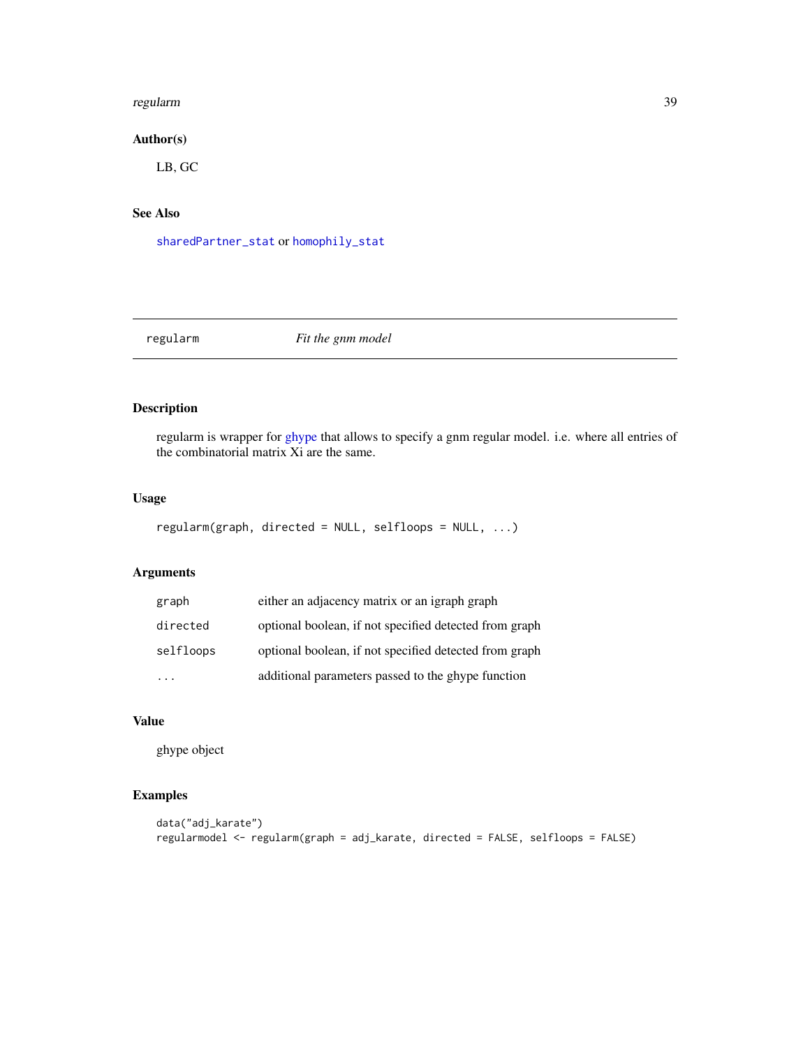### Author(s)

LB, GC

### See Also

`sharedPartner_stat` or `homophily_stat`

---

## regularm — *Fit the gnm model*

---

### Description

regularm is wrapper for ghype that allows to specify a gnm regular model. i.e. where all entries of the combinatorial matrix Xi are the same.

### Usage

```
regularm(graph, directed = NULL, selfloops = NULL, ...)
```

### Arguments

| | |
|---|---|
| `graph` | either an adjacency matrix or an igraph graph |
| `directed` | optional boolean, if not specified detected from graph |
| `selfloops` | optional boolean, if not specified detected from graph |
| `...` | additional parameters passed to the ghype function |

### Value

ghype object

### Examples

```
data("adj_karate")
regularmodel <- regularm(graph = adj_karate, directed = FALSE, selfloops = FALSE)
```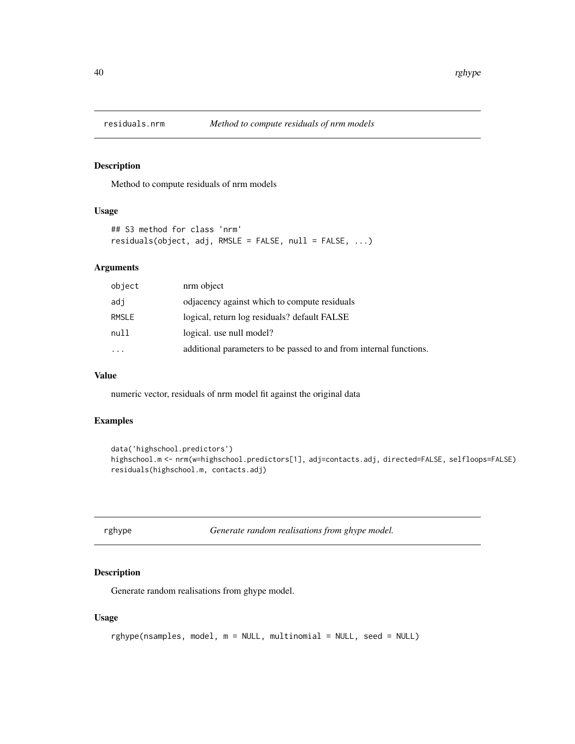## residuals.nrm *Method to compute residuals of nrm models*

### Description

Method to compute residuals of nrm models

### Usage

```
## S3 method for class 'nrm'
residuals(object, adj, RMSLE = FALSE, null = FALSE, ...)
```

### Arguments

| | |
|---|---|
| object | nrm object |
| adj | odjacency against which to compute residuals |
| RMSLE | logical, return log residuals? default FALSE |
| null | logical. use null model? |
| ... | additional parameters to be passed to and from internal functions. |

### Value

numeric vector, residuals of nrm model fit against the original data

### Examples

```
data('highschool.predictors')
highschool.m <- nrm(w=highschool.predictors[1], adj=contacts.adj, directed=FALSE, selfloops=FALSE)
residuals(highschool.m, contacts.adj)
```

## rghype *Generate random realisations from ghype model.*

### Description

Generate random realisations from ghype model.

### Usage

```
rghype(nsamples, model, m = NULL, multinomial = NULL, seed = NULL)
```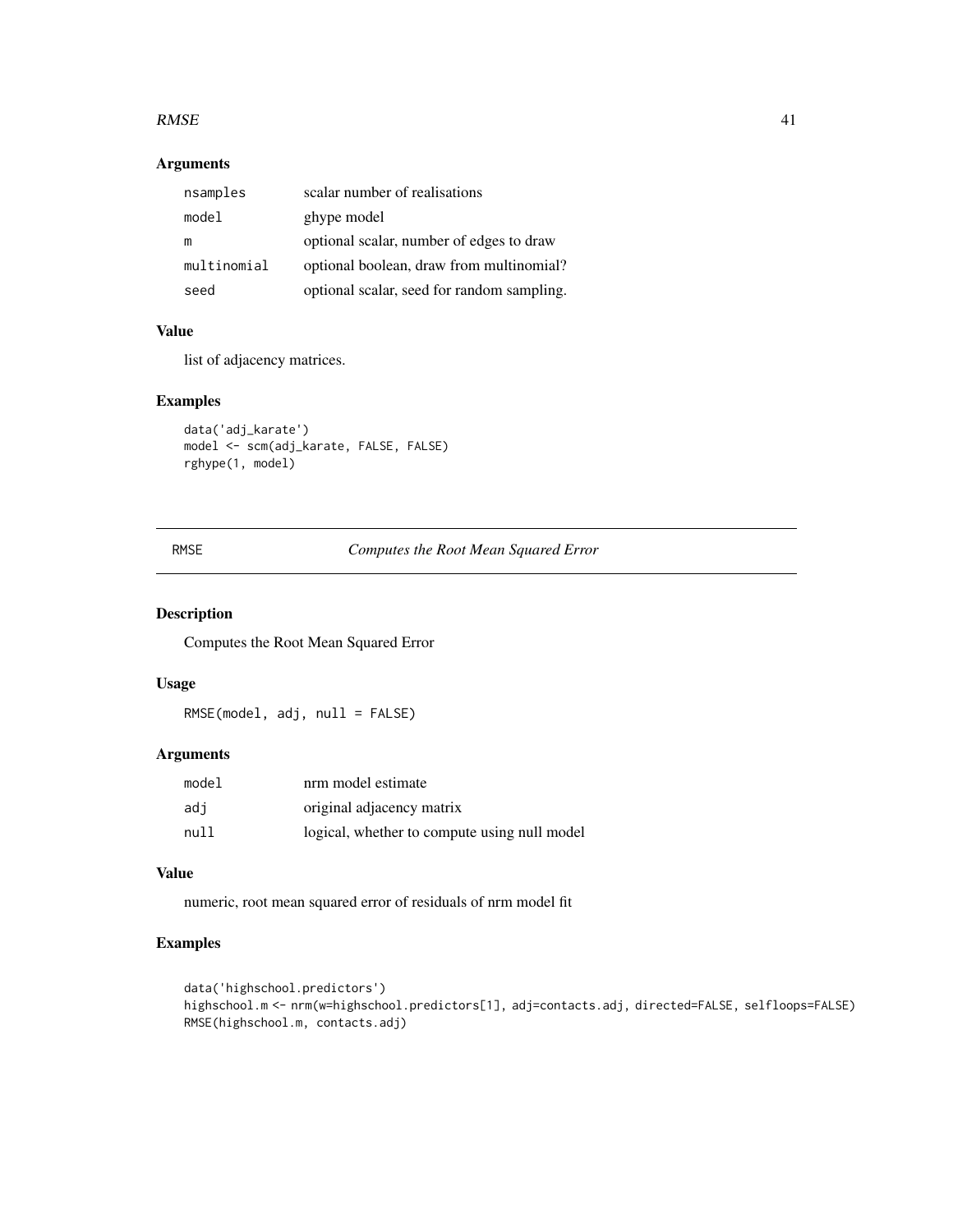### Arguments

| | |
|---|---|
| nsamples | scalar number of realisations |
| model | ghype model |
| m | optional scalar, number of edges to draw |
| multinomial | optional boolean, draw from multinomial? |
| seed | optional scalar, seed for random sampling. |

### Value

list of adjacency matrices.

### Examples

```
data('adj_karate')
model <- scm(adj_karate, FALSE, FALSE)
rghype(1, model)
```

---

## RMSE *Computes the Root Mean Squared Error*

### Description

Computes the Root Mean Squared Error

### Usage

```
RMSE(model, adj, null = FALSE)
```

### Arguments

| | |
|---|---|
| model | nrm model estimate |
| adj | original adjacency matrix |
| null | logical, whether to compute using null model |

### Value

numeric, root mean squared error of residuals of nrm model fit

### Examples

```
data('highschool.predictors')
highschool.m <- nrm(w=highschool.predictors[1], adj=contacts.adj, directed=FALSE, selfloops=FALSE)
RMSE(highschool.m, contacts.adj)
```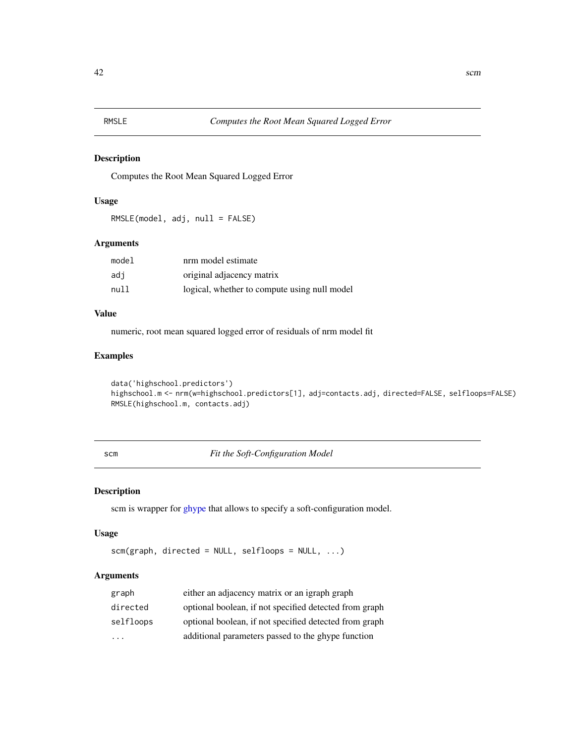## RMSLE — *Computes the Root Mean Squared Logged Error*

### Description

Computes the Root Mean Squared Logged Error

### Usage

```
RMSLE(model, adj, null = FALSE)
```

### Arguments

| | |
|---|---|
| model | nrm model estimate |
| adj | original adjacency matrix |
| null | logical, whether to compute using null model |

### Value

numeric, root mean squared logged error of residuals of nrm model fit

### Examples

```
data('highschool.predictors')
highschool.m <- nrm(w=highschool.predictors[1], adj=contacts.adj, directed=FALSE, selfloops=FALSE)
RMSLE(highschool.m, contacts.adj)
```

## scm — *Fit the Soft-Configuration Model*

### Description

scm is wrapper for ghype that allows to specify a soft-configuration model.

### Usage

```
scm(graph, directed = NULL, selfloops = NULL, ...)
```

### Arguments

| | |
|---|---|
| graph | either an adjacency matrix or an igraph graph |
| directed | optional boolean, if not specified detected from graph |
| selfloops | optional boolean, if not specified detected from graph |
| ... | additional parameters passed to the ghype function |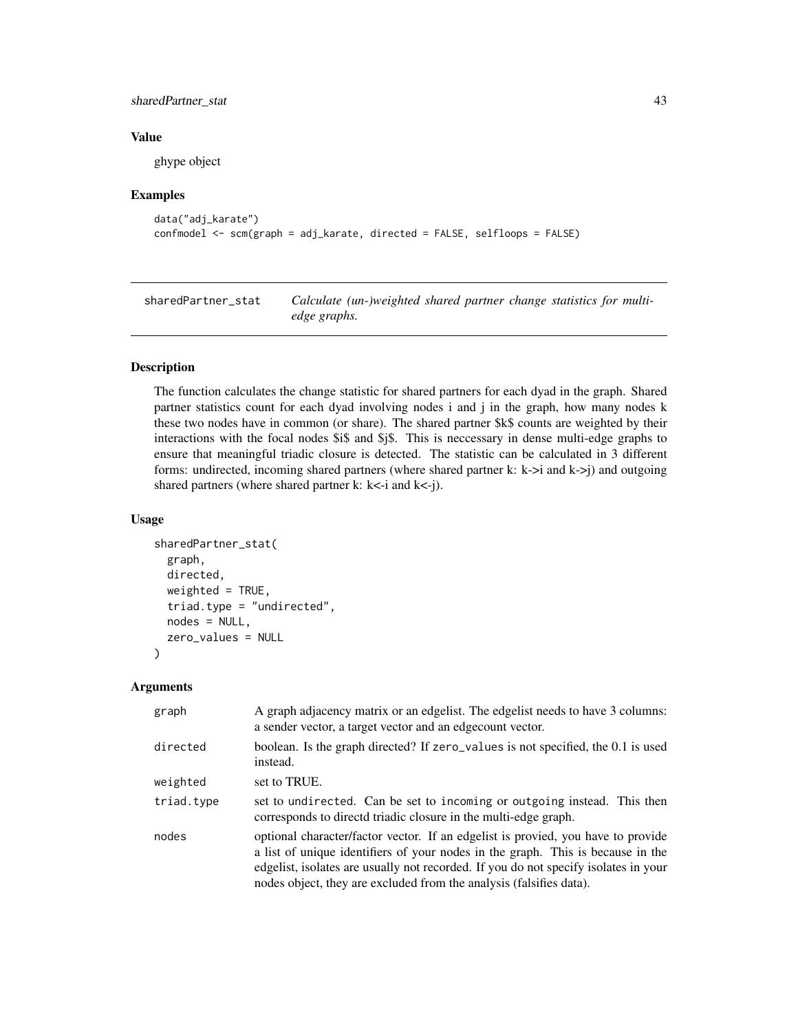### Value

ghype object

### Examples

```
data("adj_karate")
confmodel <- scm(graph = adj_karate, directed = FALSE, selfloops = FALSE)
```

---

## sharedPartner_stat — *Calculate (un-)weighted shared partner change statistics for multi-edge graphs.*

---

### Description

The function calculates the change statistic for shared partners for each dyad in the graph. Shared partner statistics count for each dyad involving nodes i and j in the graph, how many nodes k these two nodes have in common (or share). The shared partner $k$ counts are weighted by their interactions with the focal nodes $i$ and $j$. This is neccessary in dense multi-edge graphs to ensure that meaningful triadic closure is detected. The statistic can be calculated in 3 different forms: undirected, incoming shared partners (where shared partner k: k->i and k->j) and outgoing shared partners (where shared partner k: k<-i and k<-j).

### Usage

```
sharedPartner_stat(
  graph,
  directed,
  weighted = TRUE,
  triad.type = "undirected",
  nodes = NULL,
  zero_values = NULL
)
```

### Arguments

| | |
|---|---|
| graph | A graph adjacency matrix or an edgelist. The edgelist needs to have 3 columns: a sender vector, a target vector and an edgecount vector. |
| directed | boolean. Is the graph directed? If zero_values is not specified, the 0.1 is used instead. |
| weighted | set to TRUE. |
| triad.type | set to undirected. Can be set to incoming or outgoing instead. This then corresponds to directd triadic closure in the multi-edge graph. |
| nodes | optional character/factor vector. If an edgelist is provied, you have to provide a list of unique identifiers of your nodes in the graph. This is because in the edgelist, isolates are usually not recorded. If you do not specify isolates in your nodes object, they are excluded from the analysis (falsifies data). |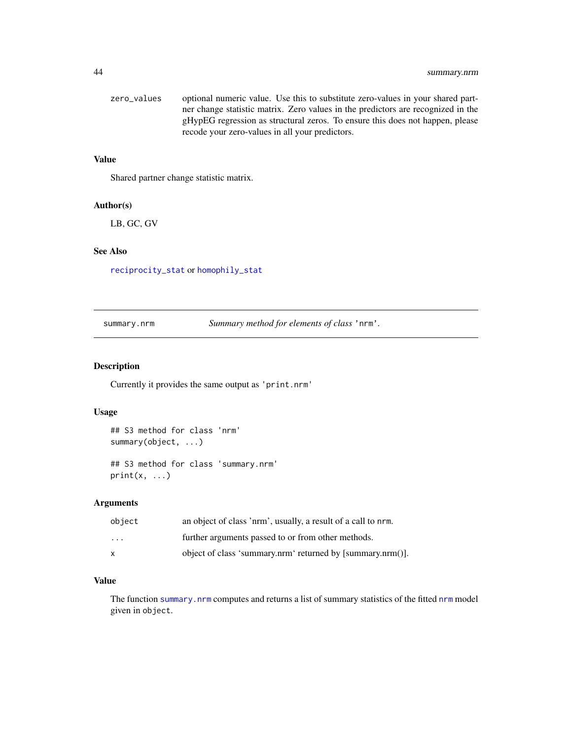zero_values optional numeric value. Use this to substitute zero-values in your shared partner change statistic matrix. Zero values in the predictors are recognized in the gHypEG regression as structural zeros. To ensure this does not happen, please recode your zero-values in all your predictors.

### Value

Shared partner change statistic matrix.

### Author(s)

LB, GC, GV

### See Also

reciprocity_stat or homophily_stat

---

## summary.nrm — *Summary method for elements of class* 'nrm'.

### Description

Currently it provides the same output as 'print.nrm'

### Usage

```
## S3 method for class 'nrm'
summary(object, ...)

## S3 method for class 'summary.nrm'
print(x, ...)
```

### Arguments

| | |
|---|---|
| object | an object of class 'nrm', usually, a result of a call to nrm. |
| ... | further arguments passed to or from other methods. |
| x | object of class 'summary.nrm' returned by [summary.nrm()]. |

### Value

The function summary.nrm computes and returns a list of summary statistics of the fitted nrm model given in object.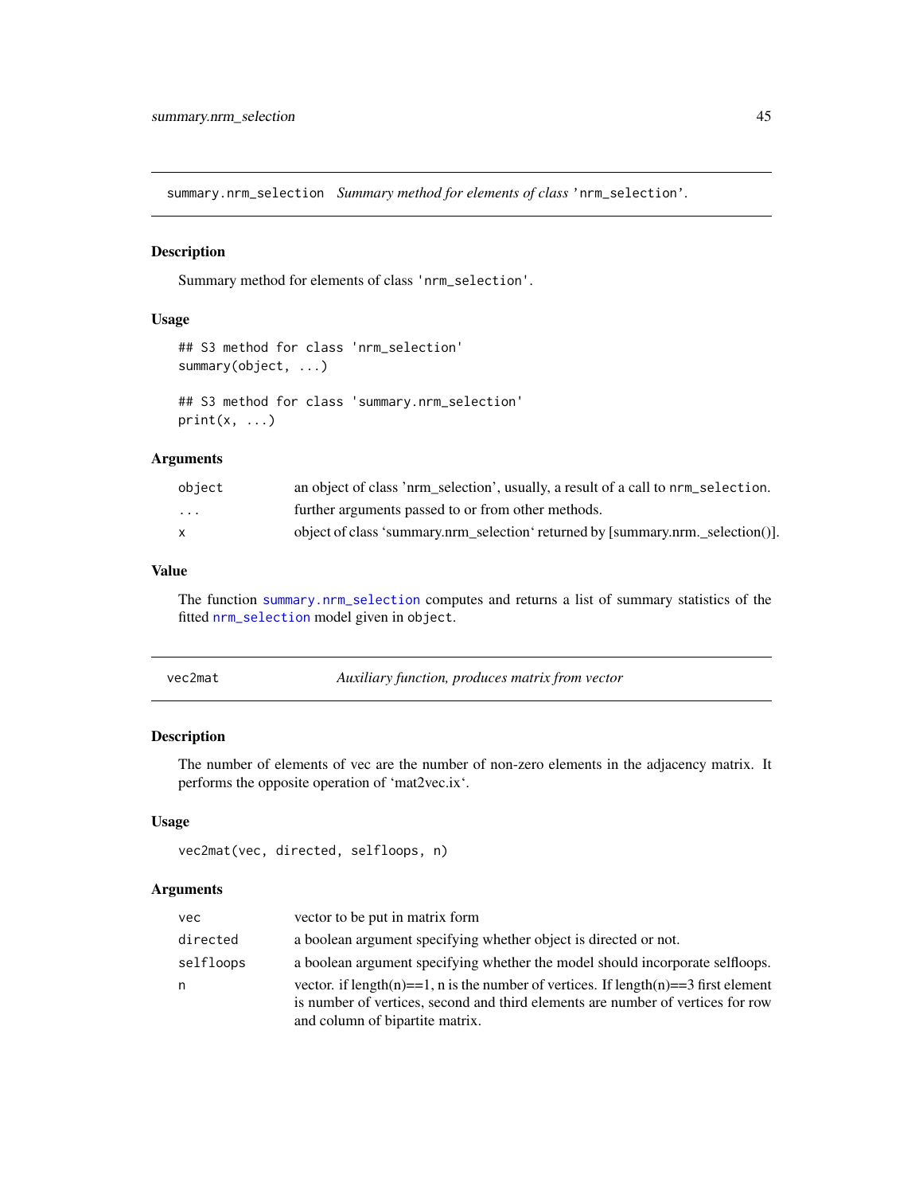## summary.nrm_selection *Summary method for elements of class* 'nrm_selection'.

### Description

Summary method for elements of class 'nrm_selection'.

### Usage

```
## S3 method for class 'nrm_selection'
summary(object, ...)

## S3 method for class 'summary.nrm_selection'
print(x, ...)
```

### Arguments

| | |
|---|---|
| object | an object of class 'nrm_selection', usually, a result of a call to nrm_selection. |
| ... | further arguments passed to or from other methods. |
| x | object of class 'summary.nrm_selection' returned by [summary.nrm._selection()]. |

### Value

The function summary.nrm_selection computes and returns a list of summary statistics of the fitted nrm_selection model given in object.

## vec2mat *Auxiliary function, produces matrix from vector*

### Description

The number of elements of vec are the number of non-zero elements in the adjacency matrix. It performs the opposite operation of 'mat2vec.ix'.

### Usage

```
vec2mat(vec, directed, selfloops, n)
```

### Arguments

| | |
|---|---|
| vec | vector to be put in matrix form |
| directed | a boolean argument specifying whether object is directed or not. |
| selfloops | a boolean argument specifying whether the model should incorporate selfloops. |
| n | vector. if length(n)==1, n is the number of vertices. If length(n)==3 first element is number of vertices, second and third elements are number of vertices for row and column of bipartite matrix. |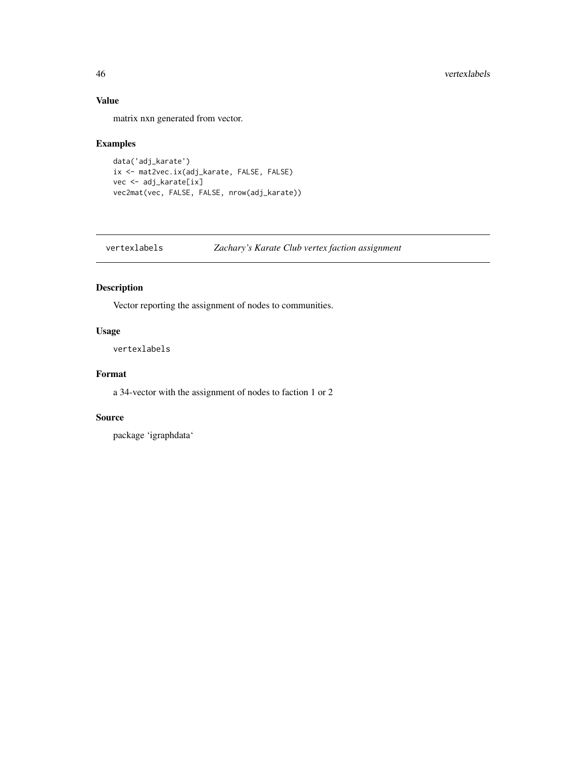### Value

matrix nxn generated from vector.

### Examples

```
data('adj_karate')
ix <- mat2vec.ix(adj_karate, FALSE, FALSE)
vec <- adj_karate[ix]
vec2mat(vec, FALSE, FALSE, nrow(adj_karate))
```

---

## vertexlabels *Zachary's Karate Club vertex faction assignment*

---

### Description

Vector reporting the assignment of nodes to communities.

### Usage

```
vertexlabels
```

### Format

a 34-vector with the assignment of nodes to faction 1 or 2

### Source

package 'igraphdata'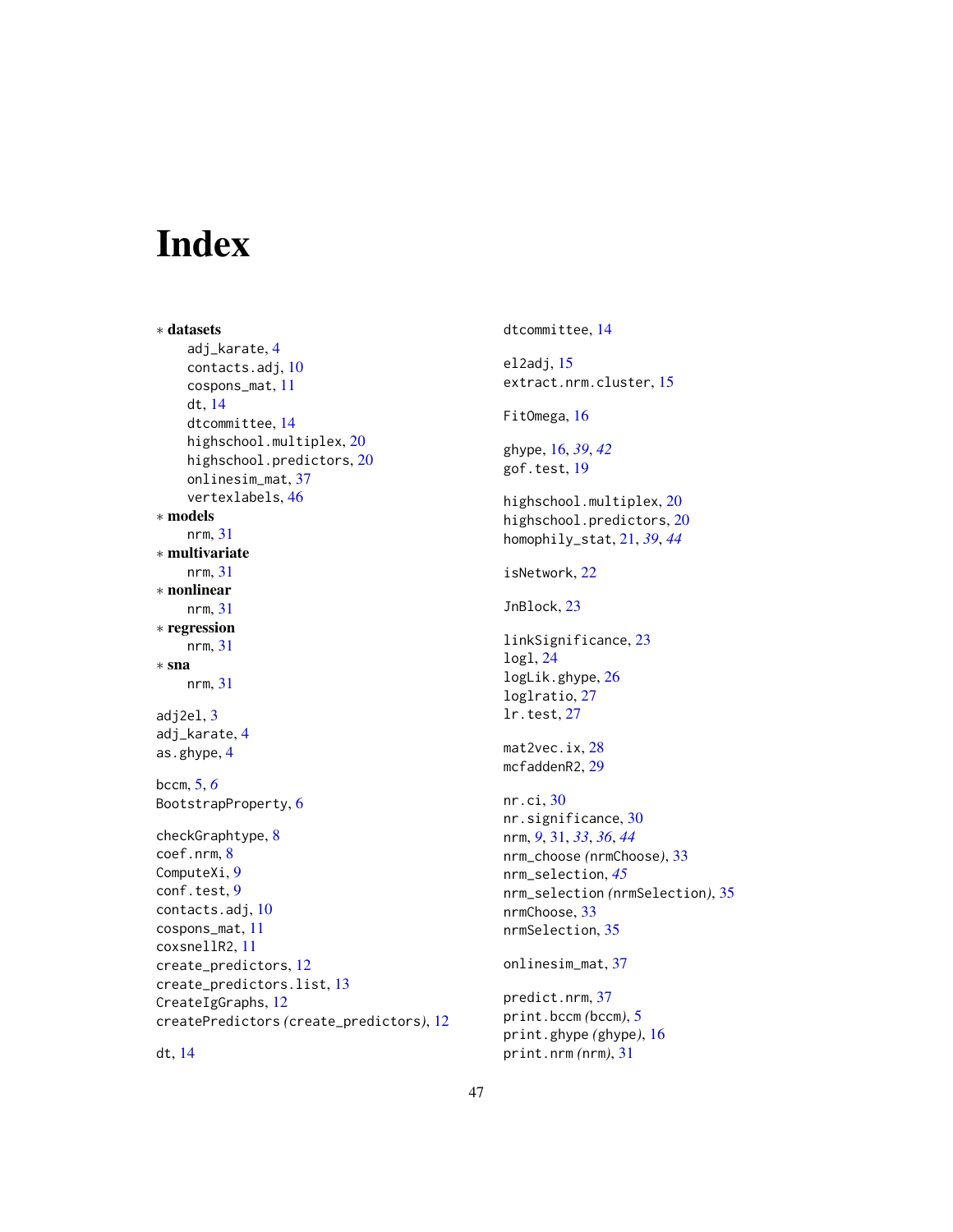# Index

∗ **datasets**
  adj_karate, 4
  contacts.adj, 10
  cospons_mat, 11
  dt, 14
  dtcommittee, 14
  highschool.multiplex, 20
  highschool.predictors, 20
  onlinesim_mat, 37
  vertexlabels, 46

∗ **models**
  nrm, 31

∗ **multivariate**
  nrm, 31

∗ **nonlinear**
  nrm, 31

∗ **regression**
  nrm, 31

∗ **sna**
  nrm, 31

adj2el, 3
adj_karate, 4
as.ghype, 4

bccm, 5, *6*
BootstrapProperty, 6

checkGraphtype, 8
coef.nrm, 8
ComputeXi, 9
conf.test, 9
contacts.adj, 10
cospons_mat, 11
coxsnellR2, 11
create_predictors, 12
create_predictors.list, 13
CreateIgGraphs, 12
createPredictors *(create_predictors)*, 12

dt, 14
dtcommittee, 14

el2adj, 15
extract.nrm.cluster, 15

FitOmega, 16

ghype, 16, *39*, *42*
gof.test, 19

highschool.multiplex, 20
highschool.predictors, 20
homophily_stat, 21, *39*, *44*

isNetwork, 22

JnBlock, 23

linkSignificance, 23
logl, 24
logLik.ghype, 26
loglratio, 27
lr.test, 27

mat2vec.ix, 28
mcfaddenR2, 29

nr.ci, 30
nr.significance, 30
nrm, *9*, 31, *33*, *36*, *44*
nrm_choose *(nrmChoose)*, 33
nrm_selection, *45*
nrm_selection *(nrmSelection)*, 35
nrmChoose, 33
nrmSelection, 35

onlinesim_mat, 37

predict.nrm, 37
print.bccm *(bccm)*, 5
print.ghype *(ghype)*, 16
print.nrm *(nrm)*, 31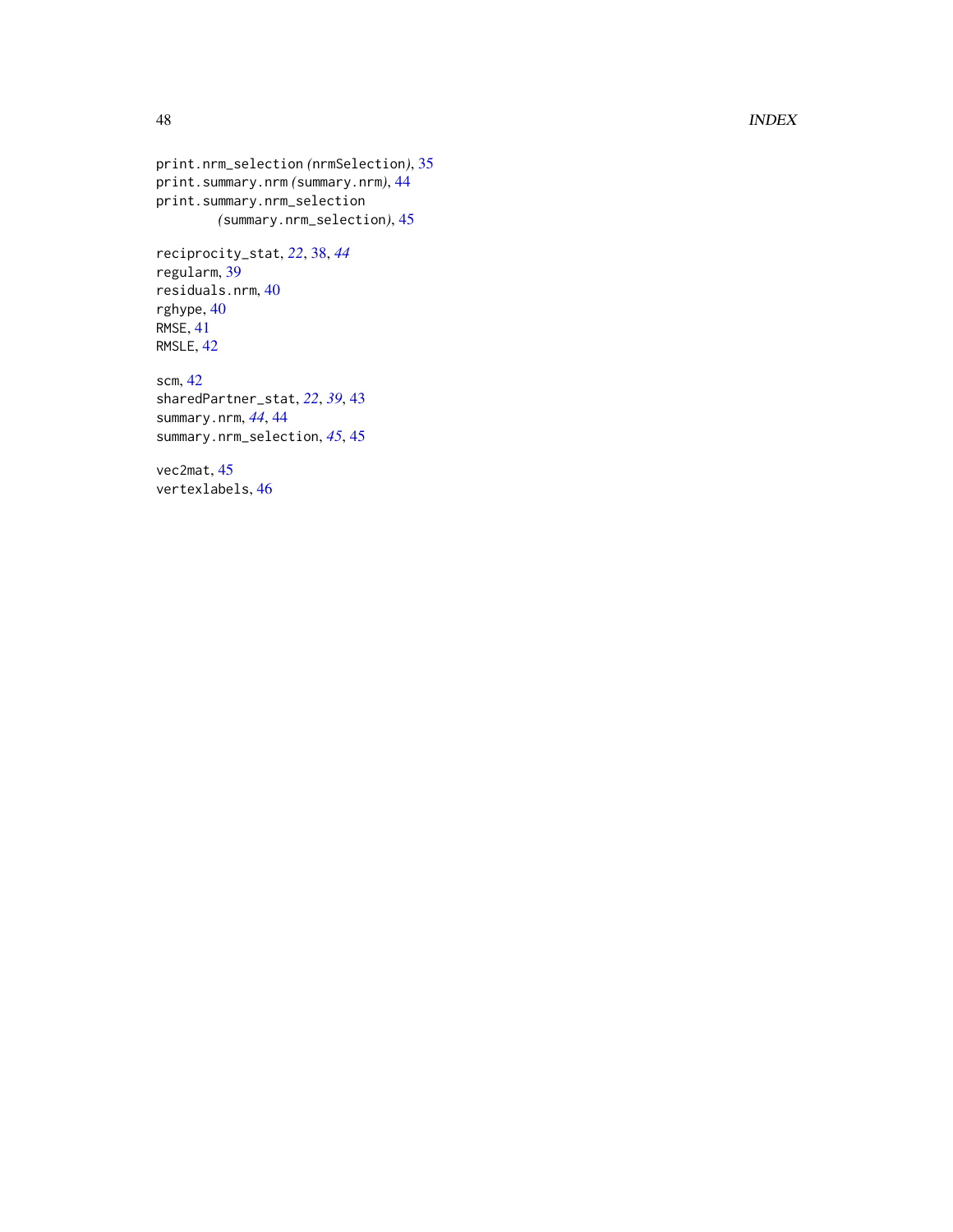print.nrm_selection (nrmSelection), 35
print.summary.nrm (summary.nrm), 44
print.summary.nrm_selection
(summary.nrm_selection), 45

reciprocity_stat, *22*, 38, *44*
regularm, 39
residuals.nrm, 40
rghype, 40
RMSE, 41
RMSLE, 42

scm, 42
sharedPartner_stat, *22*, *39*, 43
summary.nrm, *44*, 44
summary.nrm_selection, *45*, 45

vec2mat, 45
vertexlabels, 46